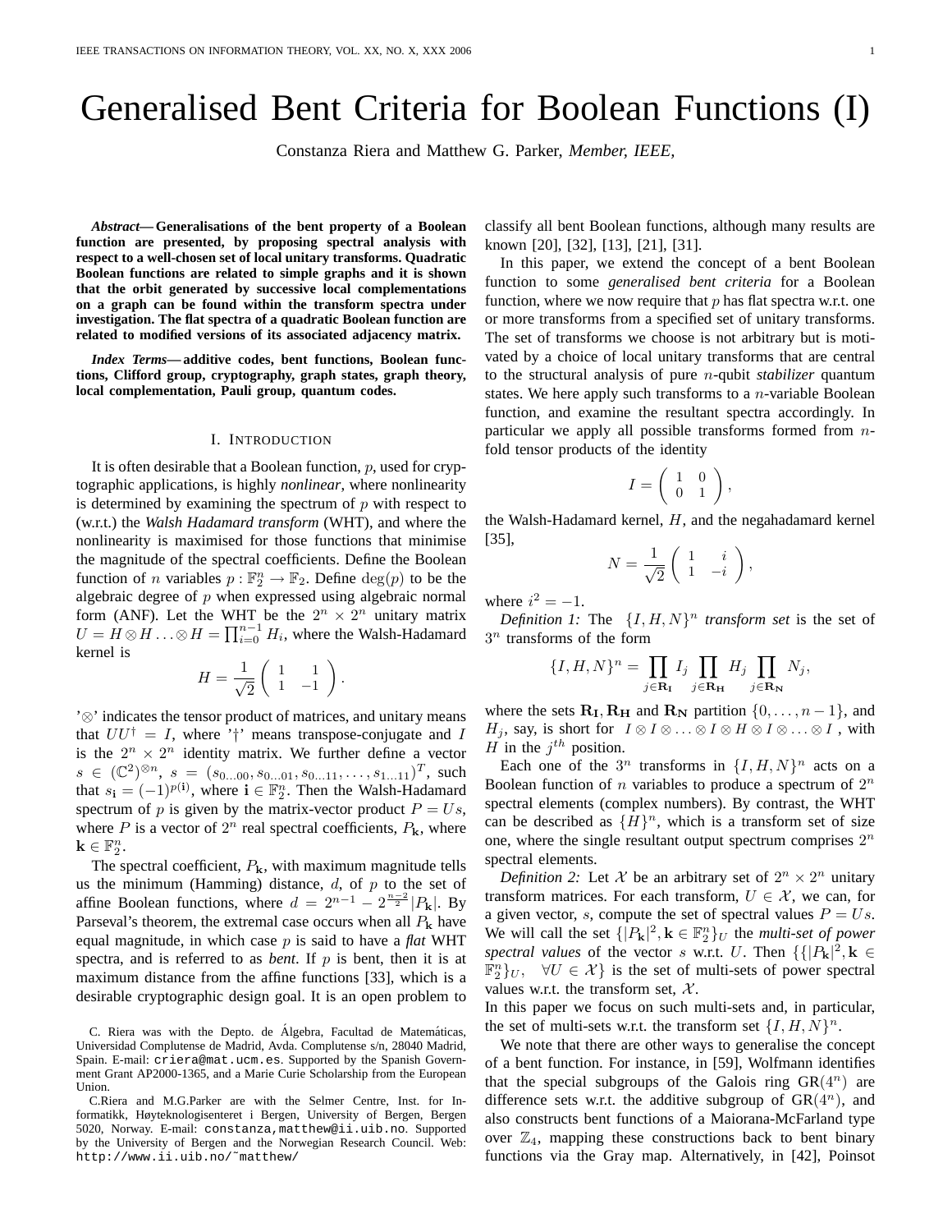# Generalised Bent Criteria for Boolean Functions (I)

Constanza Riera and Matthew G. Parker, *Member, IEEE,*

***Abstract*— Generalisations of the bent property of a Boolean function are presented, by proposing spectral analysis with respect to a well-chosen set of local unitary transforms. Quadratic Boolean functions are related to simple graphs and it is shown that the orbit generated by successive local complementations on a graph can be found within the transform spectra under investigation. The flat spectra of a quadratic Boolean function are related to modified versions of its associated adjacency matrix.**

***Index Terms*— additive codes, bent functions, Boolean functions, Clifford group, cryptography, graph states, graph theory, local complementation, Pauli group, quantum codes.**

## I. Introduction

It is often desirable that a Boolean function, $p$, used for cryptographic applications, is highly *nonlinear*, where nonlinearity is determined by examining the spectrum of $p$ with respect to (w.r.t.) the *Walsh Hadamard transform* (WHT), and where the nonlinearity is maximised for those functions that minimise the magnitude of the spectral coefficients. Define the Boolean function of $n$ variables $p : \mathbb{F}_2^n \rightarrow \mathbb{F}_2$. Define $\deg(p)$ to be the algebraic degree of $p$ when expressed using algebraic normal form (ANF). Let the WHT be the $2^n \times 2^n$ unitary matrix $U = H \otimes H \ldots \otimes H = \prod_{i=0}^{n-1} H_i$, where the Walsh-Hadamard kernel is

$$H = \frac{1}{\sqrt{2}} \begin{pmatrix} 1 & 1 \\ 1 & -1 \end{pmatrix}.$$

'$\otimes$' indicates the tensor product of matrices, and unitary means that $UU^\dagger = I$, where '$\dagger$' means transpose-conjugate and $I$ is the $2^n \times 2^n$ identity matrix. We further define a vector $s \in (\mathbb{C}^2)^{\otimes n}$, $s = (s_{0\ldots00}, s_{0\ldots01}, s_{0\ldots11}, \ldots, s_{1\ldots11})^T$, such that $s_{\mathbf{i}} = (-1)^{p(\mathbf{i})}$, where $\mathbf{i} \in \mathbb{F}_2^n$. Then the Walsh-Hadamard spectrum of $p$ is given by the matrix-vector product $P = Us$, where $P$ is a vector of $2^n$ real spectral coefficients, $P_{\mathbf{k}}$, where $\mathbf{k} \in \mathbb{F}_2^n$.

The spectral coefficient, $P_{\mathbf{k}}$, with maximum magnitude tells us the minimum (Hamming) distance, $d$, of $p$ to the set of affine Boolean functions, where $d = 2^{n-1} - 2^{\frac{n-2}{2}}|P_{\mathbf{k}}|$. By Parseval's theorem, the extremal case occurs when all $P_{\mathbf{k}}$ have equal magnitude, in which case $p$ is said to have a *flat* WHT spectra, and is referred to as *bent*. If $p$ is bent, then it is at maximum distance from the affine functions [33], which is a desirable cryptographic design goal. It is an open problem to classify all bent Boolean functions, although many results are known [20], [32], [13], [21], [31].

In this paper, we extend the concept of a bent Boolean function to some *generalised bent criteria* for a Boolean function, where we now require that $p$ has flat spectra w.r.t. one or more transforms from a specified set of unitary transforms. The set of transforms we choose is not arbitrary but is motivated by a choice of local unitary transforms that are central to the structural analysis of pure $n$-qubit *stabilizer* quantum states. We here apply such transforms to a $n$-variable Boolean function, and examine the resultant spectra accordingly. In particular we apply all possible transforms formed from $n$-fold tensor products of the identity

$$I = \begin{pmatrix} 1 & 0 \\ 0 & 1 \end{pmatrix},$$

the Walsh-Hadamard kernel, $H$, and the negahadamard kernel [35],

$$N = \frac{1}{\sqrt{2}} \begin{pmatrix} 1 & i \\ 1 & -i \end{pmatrix},$$

where $i^2 = -1$.

*Definition 1:* The $\{I, H, N\}^n$ *transform set* is the set of $3^n$ transforms of the form

$$\{I, H, N\}^n = \prod_{j \in \mathbf{R_I}} I_j \prod_{j \in \mathbf{R_H}} H_j \prod_{j \in \mathbf{R_N}} N_j,$$

where the sets $\mathbf{R_I}, \mathbf{R_H}$ and $\mathbf{R_N}$ partition $\{0, \ldots, n-1\}$, and $H_j$, say, is short for $I \otimes I \otimes \ldots \otimes I \otimes H \otimes I \otimes \ldots \otimes I$, with $H$ in the $j^{th}$ position.

Each one of the $3^n$ transforms in $\{I, H, N\}^n$ acts on a Boolean function of $n$ variables to produce a spectrum of $2^n$ spectral elements (complex numbers). By contrast, the WHT can be described as $\{H\}^n$, which is a transform set of size one, where the single resultant output spectrum comprises $2^n$ spectral elements.

*Definition 2:* Let $\mathcal{X}$ be an arbitrary set of $2^n \times 2^n$ unitary transform matrices. For each transform, $U \in \mathcal{X}$, we can, for a given vector, $s$, compute the set of spectral values $P = Us$. We will call the set $\{|P_{\mathbf{k}}|^2, \mathbf{k} \in \mathbb{F}_2^n\}_U$ the *multi-set of power spectral values* of the vector $s$ w.r.t. $U$. Then $\{\{|P_{\mathbf{k}}|^2, \mathbf{k} \in \mathbb{F}_2^n\}_U, \quad \forall U \in \mathcal{X}\}$ is the set of multi-sets of power spectral values w.r.t. the transform set, $\mathcal{X}$.

In this paper we focus on such multi-sets and, in particular, the set of multi-sets w.r.t. the transform set $\{I, H, N\}^n$.

We note that there are other ways to generalise the concept of a bent function. For instance, in [59], Wolfmann identifies that the special subgroups of the Galois ring $\text{GR}(4^n)$ are difference sets w.r.t. the additive subgroup of $\text{GR}(4^n)$, and also constructs bent functions of a Maiorana-McFarland type over $\mathbb{Z}_4$, mapping these constructions back to bent binary functions via the Gray map. Alternatively, in [42], Poinsot

C. Riera was with the Depto. de Álgebra, Facultad de Matemáticas, Universidad Complutense de Madrid, Avda. Complutense s/n, 28040 Madrid, Spain. E-mail: criera@mat.ucm.es. Supported by the Spanish Government Grant AP2000-1365, and a Marie Curie Scholarship from the European Union.

C.Riera and M.G.Parker are with the Selmer Centre, Inst. for Informatikk, Høyteknologisenteret i Bergen, University of Bergen, Bergen 5020, Norway. E-mail: constanza,matthew@ii.uib.no. Supported by the University of Bergen and the Norwegian Research Council. Web: http://www.ii.uib.no/˜matthew/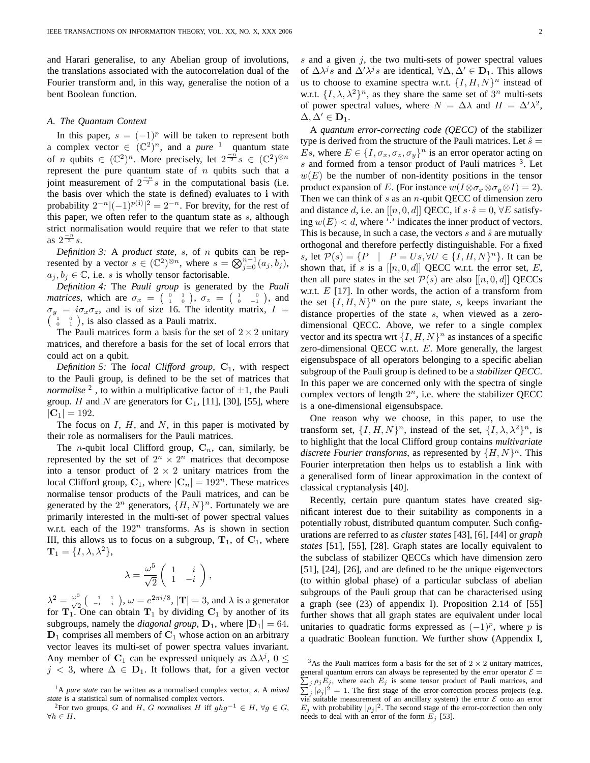and Harari generalise, to any Abelian group of involutions, the translations associated with the autocorrelation dual of the Fourier transform and, in this way, generalise the notion of a bent Boolean function.

### A. The Quantum Context

In this paper, $s = (-1)^p$ will be taken to represent both a complex vector $\in (\mathbb{C}^2)^n$, and a *pure* [1] quantum state of $n$ qubits $\in (\mathbb{C}^2)^n$. More precisely, let $2^{\frac{-n}{2}} s \in (\mathbb{C}^2)^{\otimes n}$ represent the pure quantum state of $n$ qubits such that a joint measurement of $2^{\frac{-n}{2}} s$ in the computational basis (i.e. the basis over which the state is defined) evaluates to $\mathbf{i}$ with probability $2^{-n}|(-1)^{p(\mathbf{i})}|^2 = 2^{-n}$. For brevity, for the rest of this paper, we often refer to the quantum state as $s$, although strict normalisation would require that we refer to that state as $2^{\frac{-n}{2}} s$.

*Definition 3:* A *product state*, $s$, of $n$ qubits can be represented by a vector $s \in (\mathbb{C}^2)^{\otimes n}$, where $s = \bigotimes_{j=0}^{n-1}(a_j, b_j)$, $a_j, b_j \in \mathbb{C}$, i.e. $s$ is wholly tensor factorisable.

*Definition 4:* The *Pauli group* is generated by the *Pauli matrices*, which are $\sigma_x = \begin{pmatrix} 0 & 1 \\ 1 & 0 \end{pmatrix}$, $\sigma_z = \begin{pmatrix} 1 & 0 \\ 0 & -1 \end{pmatrix}$, and $\sigma_y = i\sigma_x\sigma_z$, and is of size 16. The identity matrix, $I = \begin{pmatrix} 1 & 0 \\ 0 & 1 \end{pmatrix}$, is also classed as a Pauli matrix.

The Pauli matrices form a basis for the set of $2 \times 2$ unitary matrices, and therefore a basis for the set of local errors that could act on a qubit.

*Definition 5:* The *local Clifford group*, $\mathbf{C}_1$, with respect to the Pauli group, is defined to be the set of matrices that *normalise* [2], to within a multiplicative factor of $\pm 1$, the Pauli group. $H$ and $N$ are generators for $\mathbf{C}_1$, [11], [30], [55], where $|\mathbf{C}_1| = 192$.

The focus on $I$, $H$, and $N$, in this paper is motivated by their role as normalisers for the Pauli matrices.

The $n$-qubit local Clifford group, $\mathbf{C}_n$, can, similarly, be represented by the set of $2^n \times 2^n$ matrices that decompose into a tensor product of $2 \times 2$ unitary matrices from the local Clifford group, $\mathbf{C}_1$, where $|\mathbf{C}_n| = 192^n$. These matrices normalise tensor products of the Pauli matrices, and can be generated by the $2^n$ generators, $\{H, N\}^n$. Fortunately we are primarily interested in the multi-set of power spectral values w.r.t. each of the $192^n$ transforms. As is shown in section III, this allows us to focus on a subgroup, $\mathbf{T}_1$, of $\mathbf{C}_1$, where $\mathbf{T}_1 = \{I, \lambda, \lambda^2\}$,

$$\lambda = \frac{\omega^5}{\sqrt{2}} \begin{pmatrix} 1 & i \\ 1 & -i \end{pmatrix},$$

$\lambda^2 = \frac{\omega^3}{\sqrt{2}} \begin{pmatrix} 1 & 1 \\ -i & i \end{pmatrix}$, $\omega = e^{2\pi i/8}$, $|\mathbf{T}| = 3$, and $\lambda$ is a generator for $\mathbf{T}_1$. One can obtain $\mathbf{T}_1$ by dividing $\mathbf{C}_1$ by another of its subgroups, namely the *diagonal group*, $\mathbf{D}_1$, where $|\mathbf{D}_1| = 64$. $\mathbf{D}_1$ comprises all members of $\mathbf{C}_1$ whose action on an arbitrary vector leaves its multi-set of power spectra values invariant. Any member of $\mathbf{C}_1$ can be expressed uniquely as $\Delta\lambda^j$, $0 \le j < 3$, where $\Delta \in \mathbf{D}_1$. It follows that, for a given vector $s$ and a given $j$, the two multi-sets of power spectral values of $\Delta\lambda^j s$ and $\Delta'\lambda^j s$ are identical, $\forall \Delta, \Delta' \in \mathbf{D}_1$. This allows us to choose to examine spectra w.r.t. $\{I, H, N\}^n$ instead of w.r.t. $\{I, \lambda, \lambda^2\}^n$, as they share the same set of $3^n$ multi-sets of power spectral values, where $N = \Delta\lambda$ and $H = \Delta'\lambda^2$, $\Delta, \Delta' \in \mathbf{D}_1$.

A *quantum error-correcting code (QECC)* of the stabilizer type is derived from the structure of the Pauli matrices. Let $\hat{s} = Es$, where $E \in \{I, \sigma_x, \sigma_z, \sigma_y\}^n$ is an error operator acting on $s$ and formed from a tensor product of Pauli matrices [3]. Let $w(E)$ be the number of non-identity positions in the tensor product expansion of $E$. (For instance $w(I \otimes \sigma_x \otimes \sigma_y \otimes I) = 2$). Then we can think of $s$ as an $n$-qubit QECC of dimension zero and distance $d$, i.e. an $[[n, 0, d]]$ QECC, if $s \cdot \hat{s} = 0$, $\forall E$ satisfying $w(E) < d$, where '$\cdot$' indicates the inner product of vectors. This is because, in such a case, the vectors $s$ and $\hat{s}$ are mutually orthogonal and therefore perfectly distinguishable. For a fixed $s$, let $\mathcal{P}(s) = \{P \mid P = Us, \forall U \in \{I, H, N\}^n\}$. It can be shown that, if $s$ is a $[[n, 0, d]]$ QECC w.r.t. the error set, $E$, then all pure states in the set $\mathcal{P}(s)$ are also $[[n, 0, d]]$ QECCs w.r.t. $E$ [17]. In other words, the action of a transform from the set $\{I, H, N\}^n$ on the pure state, $s$, keeps invariant the distance properties of the state $s$, when viewed as a zero-dimensional QECC. Above, we refer to a single complex vector and its spectra wrt $\{I, H, N\}^n$ as instances of a specific zero-dimensional QECC w.r.t. $E$. More generally, the largest eigensubspace of all operators belonging to a specific abelian subgroup of the Pauli group is defined to be a *stabilizer QECC*. In this paper we are concerned only with the spectra of single complex vectors of length $2^n$, i.e. where the stabilizer QECC is a one-dimensional eigensubspace.

One reason why we choose, in this paper, to use the transform set, $\{I, H, N\}^n$, instead of the set, $\{I, \lambda, \lambda^2\}^n$, is to highlight that the local Clifford group contains *multivariate discrete Fourier transforms*, as represented by $\{H, N\}^n$. This Fourier interpretation then helps us to establish a link with a generalised form of linear approximation in the context of classical cryptanalysis [40].

Recently, certain pure quantum states have created significant interest due to their suitability as components in a potentially robust, distributed quantum computer. Such configurations are referred to as *cluster states* [43], [6], [44] or *graph states* [51], [55], [28]. Graph states are locally equivalent to the subclass of stabilizer QECCs which have dimension zero [51], [24], [26], and are defined to be the unique eigenvectors (to within global phase) of a particular subclass of abelian subgroups of the Pauli group that can be characterised using a graph (see (23) of appendix I). Proposition 2.14 of [55] further shows that all graph states are equivalent under local unitaries to quadratic forms expressed as $(-1)^p$, where $p$ is a quadratic Boolean function. We further show (Appendix I,

[1] A *pure state* can be written as a normalised complex vector, $s$. A *mixed state* is a statistical sum of normalised complex vectors.

[2] For two groups, $G$ and $H$, $G$ *normalises* $H$ iff $ghg^{-1} \in H$, $\forall g \in G$, $\forall h \in H$.

[3] As the Pauli matrices form a basis for the set of $2 \times 2$ unitary matrices, general quantum errors can always be represented by the error operator $\mathcal{E} = \sum_j \rho_j E_j$, where each $E_j$ is some tensor product of Pauli matrices, and $\sum_j |\rho_j|^2 = 1$. The first stage of the error-correction process projects (e.g. via suitable measurement of an ancillary system) the error $\mathcal{E}$ onto an error $E_j$ with probability $|\rho_j|^2$. The second stage of the error-correction then only needs to deal with an error of the form $E_j$ [53].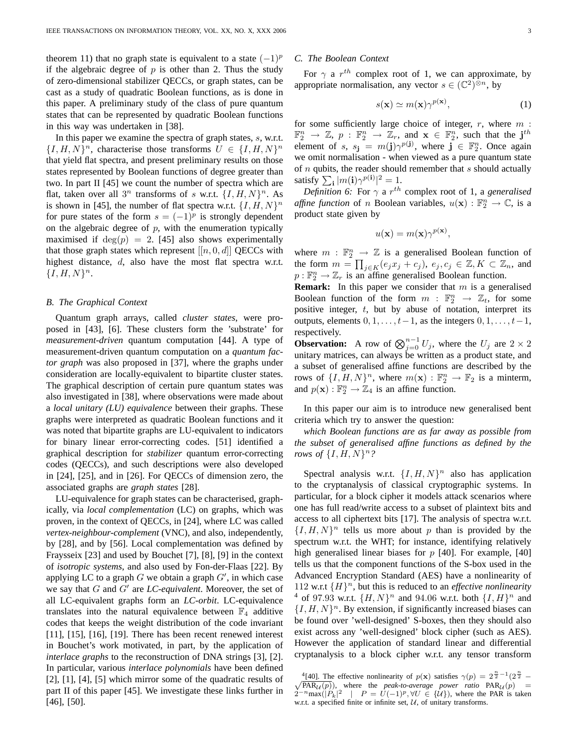theorem 11) that no graph state is equivalent to a state $(-1)^p$ if the algebraic degree of $p$ is other than 2. Thus the study of zero-dimensional stabilizer QECCs, or graph states, can be cast as a study of quadratic Boolean functions, as is done in this paper. A preliminary study of the class of pure quantum states that can be represented by quadratic Boolean functions in this way was undertaken in [38].

In this paper we examine the spectra of graph states, $s$, w.r.t. $\{I,H,N\}^n$, characterise those transforms $U \in \{I,H,N\}^n$ that yield flat spectra, and present preliminary results on those states represented by Boolean functions of degree greater than two. In part II [45] we count the number of spectra which are flat, taken over all $3^n$ transforms of $s$ w.r.t. $\{I,H,N\}^n$. As is shown in [45], the number of flat spectra w.r.t. $\{I,H,N\}^n$ for pure states of the form $s = (-1)^p$ is strongly dependent on the algebraic degree of $p$, with the enumeration typically maximised if $\deg(p) = 2$. [45] also shows experimentally that those graph states which represent $[[n,0,d]]$ QECCs with highest distance, $d$, also have the most flat spectra w.r.t. $\{I,H,N\}^n$.

## B. The Graphical Context

Quantum graph arrays, called *cluster states*, were proposed in [43], [6]. These clusters form the 'substrate' for *measurement-driven* quantum computation [44]. A type of measurement-driven quantum computation on a *quantum factor graph* was also proposed in [37], where the graphs under consideration are locally-equivalent to bipartite cluster states. The graphical description of certain pure quantum states was also investigated in [38], where observations were made about a *local unitary (LU) equivalence* between their graphs. These graphs were interpreted as quadratic Boolean functions and it was noted that bipartite graphs are LU-equivalent to indicators for binary linear error-correcting codes. [51] identified a graphical description for *stabilizer* quantum error-correcting codes (QECCs), and such descriptions were also developed in [24], [25], and in [26]. For QECCs of dimension zero, the associated graphs are *graph states* [28].

LU-equivalence for graph states can be characterised, graphically, via *local complementation* (LC) on graphs, which was proven, in the context of QECCs, in [24], where LC was called *vertex-neighbour-complement* (VNC), and also, independently, by [28], and by [56]. Local complementation was defined by Fraysseix [23] and used by Bouchet [7], [8], [9] in the context of *isotropic systems*, and also used by Fon-der-Flaas [22]. By applying LC to a graph $G$ we obtain a graph $G'$, in which case we say that $G$ and $G'$ are *LC-equivalent*. Moreover, the set of all LC-equivalent graphs form an *LC-orbit*. LC-equivalence translates into the natural equivalence between $\mathbb{F}_4$ additive codes that keeps the weight distribution of the code invariant [11], [15], [16], [19]. There has been recent renewed interest in Bouchet's work motivated, in part, by the application of *interlace graphs* to the reconstruction of DNA strings [3], [2]. In particular, various *interlace polynomials* have been defined [2], [1], [4], [5] which mirror some of the quadratic results of part II of this paper [45]. We investigate these links further in [46], [50].

## C. The Boolean Context

For $\gamma$ a $r^{th}$ complex root of 1, we can approximate, by appropriate normalisation, any vector $s \in (\mathbb{C}^2)^{\otimes n}$, by

$$s(\mathbf{x}) \simeq m(\mathbf{x})\gamma^{p(\mathbf{x})}, \qquad (1)$$

for some sufficiently large choice of integer, $r$, where $m : \mathbb{F}_2^n \to \mathbb{Z}$, $p : \mathbb{F}_2^n \to \mathbb{Z}_r$, and $\mathbf{x} \in \mathbb{F}_2^n$, such that the $\mathbf{j}^{th}$ element of $s$, $s_\mathbf{j} = m(\mathbf{j})\gamma^{p(\mathbf{j})}$, where $\mathbf{j} \in \mathbb{F}_2^n$. Once again we omit normalisation - when viewed as a pure quantum state of $n$ qubits, the reader should remember that $s$ should actually satisfy $\sum_\mathbf{i} |m(\mathbf{i})\gamma^{p(\mathbf{i})}|^2 = 1$.

*Definition 6:* For $\gamma$ a $r^{th}$ complex root of 1, a *generalised affine function* of $n$ Boolean variables, $u(\mathbf{x}) : \mathbb{F}_2^n \to \mathbb{C}$, is a product state given by

$$u(\mathbf{x}) = m(\mathbf{x})\gamma^{p(\mathbf{x})},$$

where $m : \mathbb{F}_2^n \to \mathbb{Z}$ is a generalised Boolean function of the form $m = \prod_{j \in K}(e_j x_j + c_j)$, $e_j, c_j \in \mathbb{Z}, K \subset \mathbb{Z}_n$, and $p : \mathbb{F}_2^n \to \mathbb{Z}_r$ is an affine generalised Boolean function.

**Remark:** In this paper we consider that $m$ is a generalised Boolean function of the form $m : \mathbb{F}_2^n \to \mathbb{Z}_t$, for some positive integer, $t$, but by abuse of notation, interpret its outputs, elements $0, 1, \ldots, t-1$, as the integers $0, 1, \ldots, t-1$, respectively.

**Observation:** A row of $\bigotimes_{j=0}^{n-1} U_j$, where the $U_j$ are $2 \times 2$ unitary matrices, can always be written as a product state, and a subset of generalised affine functions are described by the rows of $\{I,H,N\}^n$, where $m(\mathbf{x}) : \mathbb{F}_2^n \to \mathbb{F}_2$ is a minterm, and $p(\mathbf{x}) : \mathbb{F}_2^n \to \mathbb{Z}_4$ is an affine function.

In this paper our aim is to introduce new generalised bent criteria which try to answer the question:

*which Boolean functions are as far away as possible from the subset of generalised affine functions as defined by the rows of $\{I,H,N\}^n$?*

Spectral analysis w.r.t. $\{I,H,N\}^n$ also has application to the cryptanalysis of classical cryptographic systems. In particular, for a block cipher it models attack scenarios where one has full read/write access to a subset of plaintext bits and access to all ciphertext bits [17]. The analysis of spectra w.r.t. $\{I,H,N\}^n$ tells us more about $p$ than is provided by the spectrum w.r.t. the WHT; for instance, identifying relatively high generalised linear biases for $p$ [40]. For example, [40] tells us that the component functions of the S-box used in the Advanced Encryption Standard (AES) have a nonlinearity of 112 w.r.t $\{H\}^n$, but this is reduced to an *effective nonlinearity* [4] of 97.93 w.r.t. $\{H,N\}^n$ and 94.06 w.r.t. both $\{I,H\}^n$ and $\{I,H,N\}^n$. By extension, if significantly increased biases can be found over 'well-designed' S-boxes, then they should also exist across any 'well-designed' block cipher (such as AES). However the application of standard linear and differential cryptanalysis to a block cipher w.r.t. any tensor transform

[4] [40]. The effective nonlinearity of $p(\mathbf{x})$ satisfies $\gamma(p) = 2^{\frac{n}{2}-1}(2^{\frac{n}{2}} - \sqrt{\text{PAR}_\mathcal{U}(p)})$, where the *peak-to-average power ratio* $\text{PAR}_\mathcal{U}(p) = 2^{-n}\max(|P_k|^2 \mid P = U(-1)^p, \forall U \in \{\mathcal{U}\})$, where the PAR is taken w.r.t. a specified finite or infinite set, $\mathcal{U}$, of unitary transforms.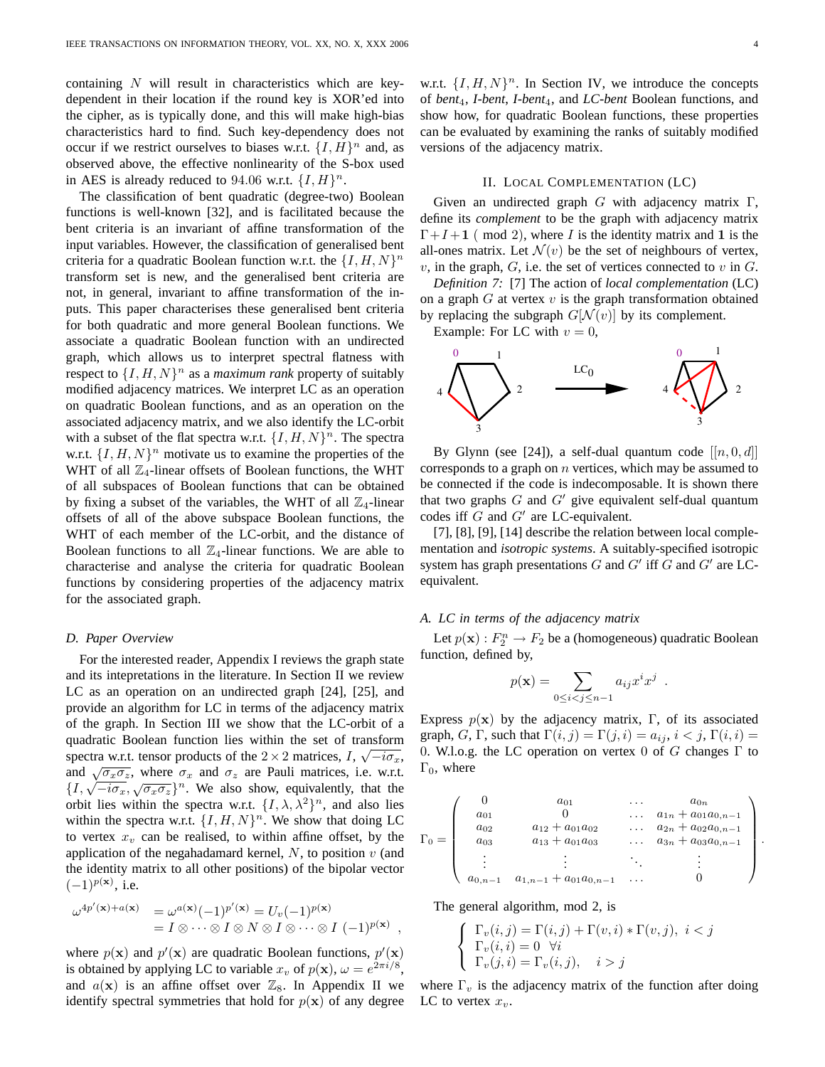containing $N$ will result in characteristics which are key-dependent in their location if the round key is XOR'ed into the cipher, as is typically done, and this will make high-bias characteristics hard to find. Such key-dependency does not occur if we restrict ourselves to biases w.r.t. $\{I, H\}^n$ and, as observed above, the effective nonlinearity of the S-box used in AES is already reduced to $94.06$ w.r.t. $\{I, H\}^n$.

The classification of bent quadratic (degree-two) Boolean functions is well-known [32], and is facilitated because the bent criteria is an invariant of affine transformation of the input variables. However, the classification of generalised bent criteria for a quadratic Boolean function w.r.t. the $\{I, H, N\}^n$ transform set is new, and the generalised bent criteria are not, in general, invariant to affine transformation of the inputs. This paper characterises these generalised bent criteria for both quadratic and more general Boolean functions. We associate a quadratic Boolean function with an undirected graph, which allows us to interpret spectral flatness with respect to $\{I, H, N\}^n$ as a *maximum rank* property of suitably modified adjacency matrices. We interpret LC as an operation on quadratic Boolean functions, and as an operation on the associated adjacency matrix, and we also identify the LC-orbit with a subset of the flat spectra w.r.t. $\{I, H, N\}^n$. The spectra w.r.t. $\{I, H, N\}^n$ motivate us to examine the properties of the WHT of all $\mathbb{Z}_4$-linear offsets of Boolean functions, the WHT of all subspaces of Boolean functions that can be obtained by fixing a subset of the variables, the WHT of all $\mathbb{Z}_4$-linear offsets of all of the above subspace Boolean functions, the WHT of each member of the LC-orbit, and the distance of Boolean functions to all $\mathbb{Z}_4$-linear functions. We are able to characterise and analyse the criteria for quadratic Boolean functions by considering properties of the adjacency matrix for the associated graph.

### D. Paper Overview

For the interested reader, Appendix I reviews the graph state and its intepretations in the literature. In Section II we review LC as an operation on an undirected graph [24], [25], and provide an algorithm for LC in terms of the adjacency matrix of the graph. In Section III we show that the LC-orbit of a quadratic Boolean function lies within the set of transform spectra w.r.t. tensor products of the $2 \times 2$ matrices, $I$, $\sqrt{-i\sigma_x}$, and $\sqrt{\sigma_x \sigma_z}$, where $\sigma_x$ and $\sigma_z$ are Pauli matrices, i.e. w.r.t. $\{I, \sqrt{-i\sigma_x}, \sqrt{\sigma_x\sigma_z}\}^n$. We also show, equivalently, that the orbit lies within the spectra w.r.t. $\{I, \lambda, \lambda^2\}^n$, and also lies within the spectra w.r.t. $\{I, H, N\}^n$. We show that doing LC to vertex $x_v$ can be realised, to within affine offset, by the application of the negahadamard kernel, $N$, to position $v$ (and the identity matrix to all other positions) of the bipolar vector $(-1)^{p(\mathbf{x})}$, i.e.

$$\begin{aligned} \omega^{4p'(\mathbf{x})+a(\mathbf{x})} &= \omega^{a(\mathbf{x})}(-1)^{p'(\mathbf{x})} = U_v(-1)^{p(\mathbf{x})} \\ &= I \otimes \cdots \otimes I \otimes N \otimes I \otimes \cdots \otimes I \ (-1)^{p(\mathbf{x})} \ , \end{aligned}$$

where $p(\mathbf{x})$ and $p'(\mathbf{x})$ are quadratic Boolean functions, $p'(\mathbf{x})$ is obtained by applying LC to variable $x_v$ of $p(\mathbf{x})$, $\omega = e^{2\pi i/8}$, and $a(\mathbf{x})$ is an affine offset over $\mathbb{Z}_8$. In Appendix II we identify spectral symmetries that hold for $p(\mathbf{x})$ of any degree w.r.t. $\{I, H, N\}^n$. In Section IV, we introduce the concepts of *bent*$_4$, *I-bent*, *I-bent*$_4$, and *LC-bent* Boolean functions, and show how, for quadratic Boolean functions, these properties can be evaluated by examining the ranks of suitably modified versions of the adjacency matrix.

## II. Local Complementation (LC)

Given an undirected graph $G$ with adjacency matrix $\Gamma$, define its *complement* to be the graph with adjacency matrix $\Gamma + I + \mathbf{1}$ ( mod 2), where $I$ is the identity matrix and $\mathbf{1}$ is the all-ones matrix. Let $\mathcal{N}(v)$ be the set of neighbours of vertex, $v$, in the graph, $G$, i.e. the set of vertices connected to $v$ in $G$.

*Definition 7:* [7] The action of *local complementation* (LC) on a graph $G$ at vertex $v$ is the graph transformation obtained by replacing the subgraph $G[\mathcal{N}(v)]$ by its complement.

Example: For LC with $v = 0$,

By Glynn (see [24]), a self-dual quantum code $[[n, 0, d]]$ corresponds to a graph on $n$ vertices, which may be assumed to be connected if the code is indecomposable. It is shown there that two graphs $G$ and $G'$ give equivalent self-dual quantum codes iff $G$ and $G'$ are LC-equivalent.

[7], [8], [9], [14] describe the relation between local complementation and *isotropic systems*. A suitably-specified isotropic system has graph presentations $G$ and $G'$ iff $G$ and $G'$ are LC-equivalent.

### A. LC in terms of the adjacency matrix

Let $p(\mathbf{x}) : F_2^n \rightarrow F_2$ be a (homogeneous) quadratic Boolean function, defined by,

$$p(\mathbf{x}) = \sum_{0 \leq i < j \leq n-1} a_{ij} x^i x^j \ .$$

Express $p(\mathbf{x})$ by the adjacency matrix, $\Gamma$, of its associated graph, $G$, $\Gamma$, such that $\Gamma(i, j) = \Gamma(j, i) = a_{ij}$, $i < j$, $\Gamma(i, i) = 0$. W.l.o.g. the LC operation on vertex $0$ of $G$ changes $\Gamma$ to $\Gamma_0$, where

$$\Gamma_0 = \begin{pmatrix} 0 & a_{01} & \ldots & a_{0n} \\ a_{01} & 0 & \ldots & a_{1n} + a_{01}a_{0,n-1} \\ a_{02} & a_{12} + a_{01}a_{02} & \ldots & a_{2n} + a_{02}a_{0,n-1} \\ a_{03} & a_{13} + a_{01}a_{03} & \ldots & a_{3n} + a_{03}a_{0,n-1} \\ \vdots & \vdots & \ddots & \vdots \\ a_{0,n-1} & a_{1,n-1} + a_{01}a_{0,n-1} & \ldots & 0 \end{pmatrix}.$$

The general algorithm, mod 2, is

$$\begin{cases} \Gamma_v(i,j) = \Gamma(i,j) + \Gamma(v,i) * \Gamma(v,j), \ i < j \\ \Gamma_v(i,i) = 0 \ \ \forall i \\ \Gamma_v(j,i) = \Gamma_v(i,j), \quad i > j \end{cases}$$

where $\Gamma_v$ is the adjacency matrix of the function after doing LC to vertex $x_v$.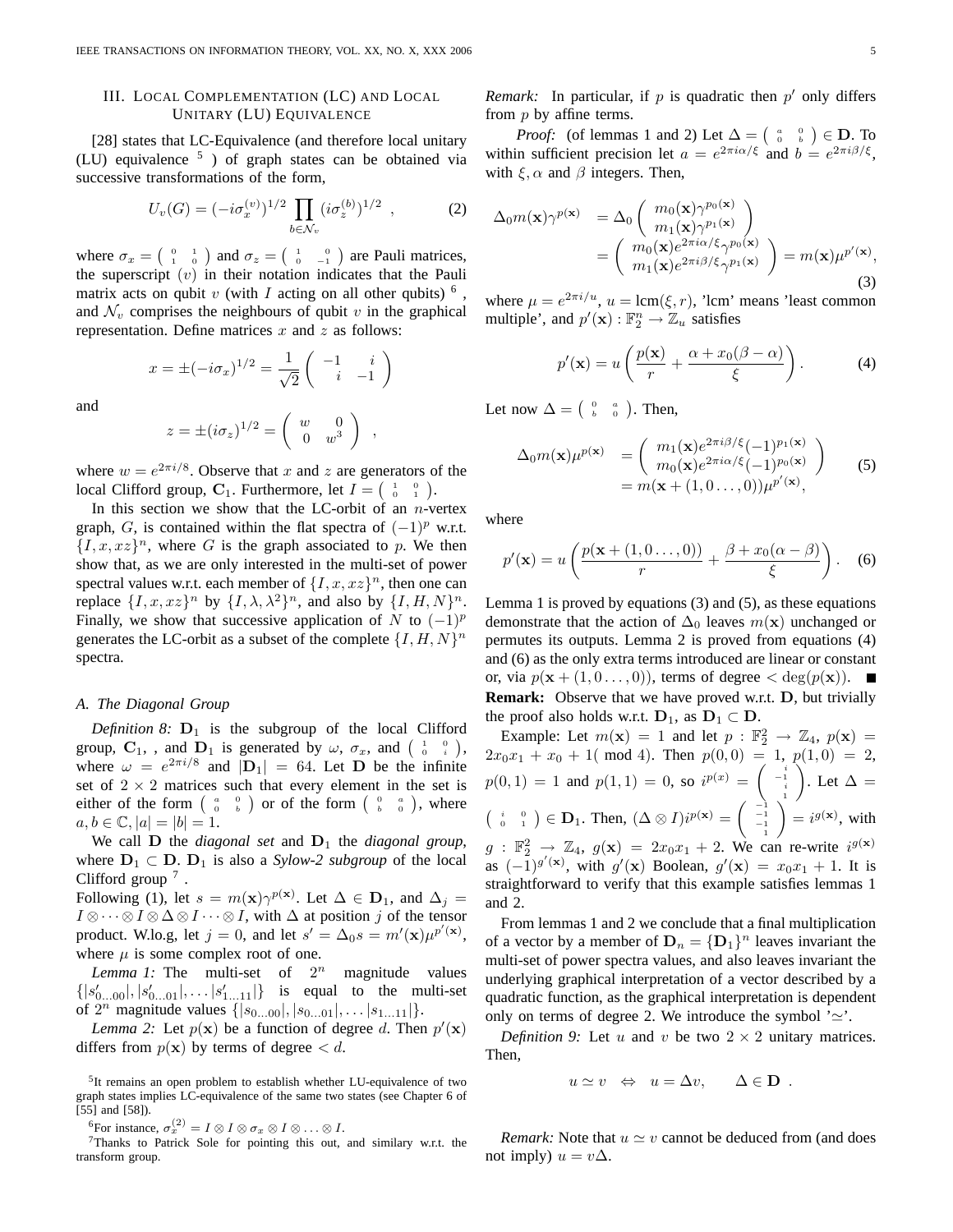## III. Local Complementation (LC) and Local Unitary (LU) Equivalence

[28] states that LC-Equivalence (and therefore local unitary (LU) equivalence [5]) of graph states can be obtained via successive transformations of the form,

$$U_v(G) = (-i\sigma_x^{(v)})^{1/2} \prod_{b \in \mathcal{N}_v} (i\sigma_z^{(b)})^{1/2} \ , \tag{2}$$

where $\sigma_x = \begin{pmatrix} 0 & 1 \\ 1 & 0 \end{pmatrix}$ and $\sigma_z = \begin{pmatrix} 1 & 0 \\ 0 & -1 \end{pmatrix}$ are Pauli matrices, the superscript $(v)$ in their notation indicates that the Pauli matrix acts on qubit $v$ (with $I$ acting on all other qubits) [6], and $\mathcal{N}_v$ comprises the neighbours of qubit $v$ in the graphical representation. Define matrices $x$ and $z$ as follows:

$$x = \pm(-i\sigma_x)^{1/2} = \frac{1}{\sqrt{2}} \begin{pmatrix} -1 & i \\ i & -1 \end{pmatrix}$$

and

$$z = \pm(i\sigma_z)^{1/2} = \begin{pmatrix} w & 0 \\ 0 & w^3 \end{pmatrix} \ ,$$

where $w = e^{2\pi i/8}$. Observe that $x$ and $z$ are generators of the local Clifford group, $\mathbf{C}_1$. Furthermore, let $I = \begin{pmatrix} 1 & 0 \\ 0 & 1 \end{pmatrix}$.

In this section we show that the LC-orbit of an $n$-vertex graph, $G$, is contained within the flat spectra of $(-1)^p$ w.r.t. $\{I, x, xz\}^n$, where $G$ is the graph associated to $p$. We then show that, as we are only interested in the multi-set of power spectral values w.r.t. each member of $\{I, x, xz\}^n$, then one can replace $\{I, x, xz\}^n$ by $\{I, \lambda, \lambda^2\}^n$, and also by $\{I, H, N\}^n$. Finally, we show that successive application of $N$ to $(-1)^p$ generates the LC-orbit as a subset of the complete $\{I, H, N\}^n$ spectra.

### A. The Diagonal Group

*Definition 8:* $\mathbf{D}_1$ is the subgroup of the local Clifford group, $\mathbf{C}_1$, , and $\mathbf{D}_1$ is generated by $\omega$, $\sigma_x$, and $\begin{pmatrix} 1 & 0 \\ 0 & i \end{pmatrix}$, where $\omega = e^{2\pi i/8}$ and $|\mathbf{D}_1| = 64$. Let $\mathbf{D}$ be the infinite set of $2 \times 2$ matrices such that every element in the set is either of the form $\begin{pmatrix} a & 0 \\ 0 & b \end{pmatrix}$ or of the form $\begin{pmatrix} 0 & a \\ b & 0 \end{pmatrix}$, where $a, b \in \mathbb{C}, |a| = |b| = 1$.

We call $\mathbf{D}$ the *diagonal set* and $\mathbf{D}_1$ the *diagonal group*, where $\mathbf{D}_1 \subset \mathbf{D}$. $\mathbf{D}_1$ is also a *Sylow-2 subgroup* of the local Clifford group [7].

Following (1), let $s = m(\mathbf{x})\gamma^{p(\mathbf{x})}$. Let $\Delta \in \mathbf{D}_1$, and $\Delta_j = I \otimes \cdots \otimes I \otimes \Delta \otimes I \cdots \otimes I$, with $\Delta$ at position $j$ of the tensor product. W.l.o.g, let $j = 0$, and let $s' = \Delta_0 s = m'(\mathbf{x})\mu^{p'(\mathbf{x})}$, where $\mu$ is some complex root of one.

*Lemma 1:* The multi-set of $2^n$ magnitude values $\{|s'_{0\ldots00}|, |s'_{0\ldots01}|, \ldots |s'_{1\ldots11}|\}$ is equal to the multi-set of $2^n$ magnitude values $\{|s_{0\ldots00}|, |s_{0\ldots01}|, \ldots |s_{1\ldots11}|\}$.

*Lemma 2:* Let $p(\mathbf{x})$ be a function of degree $d$. Then $p'(\mathbf{x})$ differs from $p(\mathbf{x})$ by terms of degree $< d$.

*Remark:* In particular, if $p$ is quadratic then $p'$ only differs from $p$ by affine terms.

*Proof:* (of lemmas 1 and 2) Let $\Delta = \begin{pmatrix} a & 0 \\ 0 & b \end{pmatrix} \in \mathbf{D}$. To within sufficient precision let $a = e^{2\pi i\alpha/\xi}$ and $b = e^{2\pi i\beta/\xi}$, with $\xi, \alpha$ and $\beta$ integers. Then,

$$\begin{aligned} \Delta_0 m(\mathbf{x})\gamma^{p(\mathbf{x})} &= \Delta_0 \begin{pmatrix} m_0(\mathbf{x})\gamma^{p_0(\mathbf{x})} \\ m_1(\mathbf{x})\gamma^{p_1(\mathbf{x})} \end{pmatrix} \\ &= \begin{pmatrix} m_0(\mathbf{x})e^{2\pi i\alpha/\xi}\gamma^{p_0(\mathbf{x})} \\ m_1(\mathbf{x})e^{2\pi i\beta/\xi}\gamma^{p_1(\mathbf{x})} \end{pmatrix} = m(\mathbf{x})\mu^{p'(\mathbf{x})}, \end{aligned} \tag{3}$$

where $\mu = e^{2\pi i/u}$, $u = \text{lcm}(\xi, r)$, 'lcm' means 'least common multiple', and $p'(\mathbf{x}) : \mathbb{F}_2^n \to \mathbb{Z}_u$ satisfies

$$p'(\mathbf{x}) = u\left(\frac{p(\mathbf{x})}{r} + \frac{\alpha + x_0(\beta - \alpha)}{\xi}\right). \tag{4}$$

Let now $\Delta = \begin{pmatrix} 0 & a \\ b & 0 \end{pmatrix}$. Then,

$$\begin{aligned} \Delta_0 m(\mathbf{x})\mu^{p(\mathbf{x})} &= \begin{pmatrix} m_1(\mathbf{x})e^{2\pi i\beta/\xi}(-1)^{p_1(\mathbf{x})} \\ m_0(\mathbf{x})e^{2\pi i\alpha/\xi}(-1)^{p_0(\mathbf{x})} \end{pmatrix} \\ &= m(\mathbf{x} + (1, 0 \ldots, 0))\mu^{p'(\mathbf{x})}, \end{aligned} \tag{5}$$

where

$$p'(\mathbf{x}) = u\left(\frac{p(\mathbf{x} + (1, 0 \ldots, 0))}{r} + \frac{\beta + x_0(\alpha - \beta)}{\xi}\right). \tag{6}$$

Lemma 1 is proved by equations (3) and (5), as these equations demonstrate that the action of $\Delta_0$ leaves $m(\mathbf{x})$ unchanged or permutes its outputs. Lemma 2 is proved from equations (4) and (6) as the only extra terms introduced are linear or constant or, via $p(\mathbf{x} + (1, 0 \ldots, 0))$, terms of degree $< \deg(p(\mathbf{x}))$. ∎

**Remark:** Observe that we have proved w.r.t. $\mathbf{D}$, but trivially the proof also holds w.r.t. $\mathbf{D}_1$, as $\mathbf{D}_1 \subset \mathbf{D}$.

Example: Let $m(\mathbf{x}) = 1$ and let $p : \mathbb{F}_2^2 \to \mathbb{Z}_4$, $p(\mathbf{x}) = 2x_0x_1 + x_0 + 1(\bmod 4)$. Then $p(0,0) = 1$, $p(1,0) = 2$, $p(0,1) = 1$ and $p(1,1) = 0$, so $i^{p(x)} = \begin{pmatrix} i \\ -1 \\ i \\ 1 \end{pmatrix}$. Let $\Delta = \begin{pmatrix} i & 0 \\ 0 & 1 \end{pmatrix} \in \mathbf{D}_1$. Then, $(\Delta \otimes I)i^{p(\mathbf{x})} = \begin{pmatrix} -1 \\ -1 \\ -1 \\ 1 \end{pmatrix} = i^{g(\mathbf{x})}$, with $g : \mathbb{F}_2^2 \to \mathbb{Z}_4$, $g(\mathbf{x}) = 2x_0x_1 + 2$. We can re-write $i^{g(\mathbf{x})}$ as $(-1)^{g'(\mathbf{x})}$, with $g'(\mathbf{x})$ Boolean, $g'(\mathbf{x}) = x_0x_1 + 1$. It is straightforward to verify that this example satisfies lemmas 1 and 2.

From lemmas 1 and 2 we conclude that a final multiplication of a vector by a member of $\mathbf{D}_n = \{\mathbf{D}_1\}^n$ leaves invariant the multi-set of power spectra values, and also leaves invariant the underlying graphical interpretation of a vector described by a quadratic function, as the graphical interpretation is dependent only on terms of degree 2. We introduce the symbol '$\simeq$'.

*Definition 9:* Let $u$ and $v$ be two $2 \times 2$ unitary matrices. Then,

$$u \simeq v \quad \Leftrightarrow \quad u = \Delta v, \qquad \Delta \in \mathbf{D} \ .$$

*Remark:* Note that $u \simeq v$ cannot be deduced from (and does not imply) $u = v\Delta$.

---

[5] It remains an open problem to establish whether LU-equivalence of two graph states implies LC-equivalence of the same two states (see Chapter 6 of [55] and [58]).

[6] For instance, $\sigma_x^{(2)} = I \otimes I \otimes \sigma_x \otimes I \otimes \ldots \otimes I$.

[7] Thanks to Patrick Sole for pointing this out, and similary w.r.t. the transform group.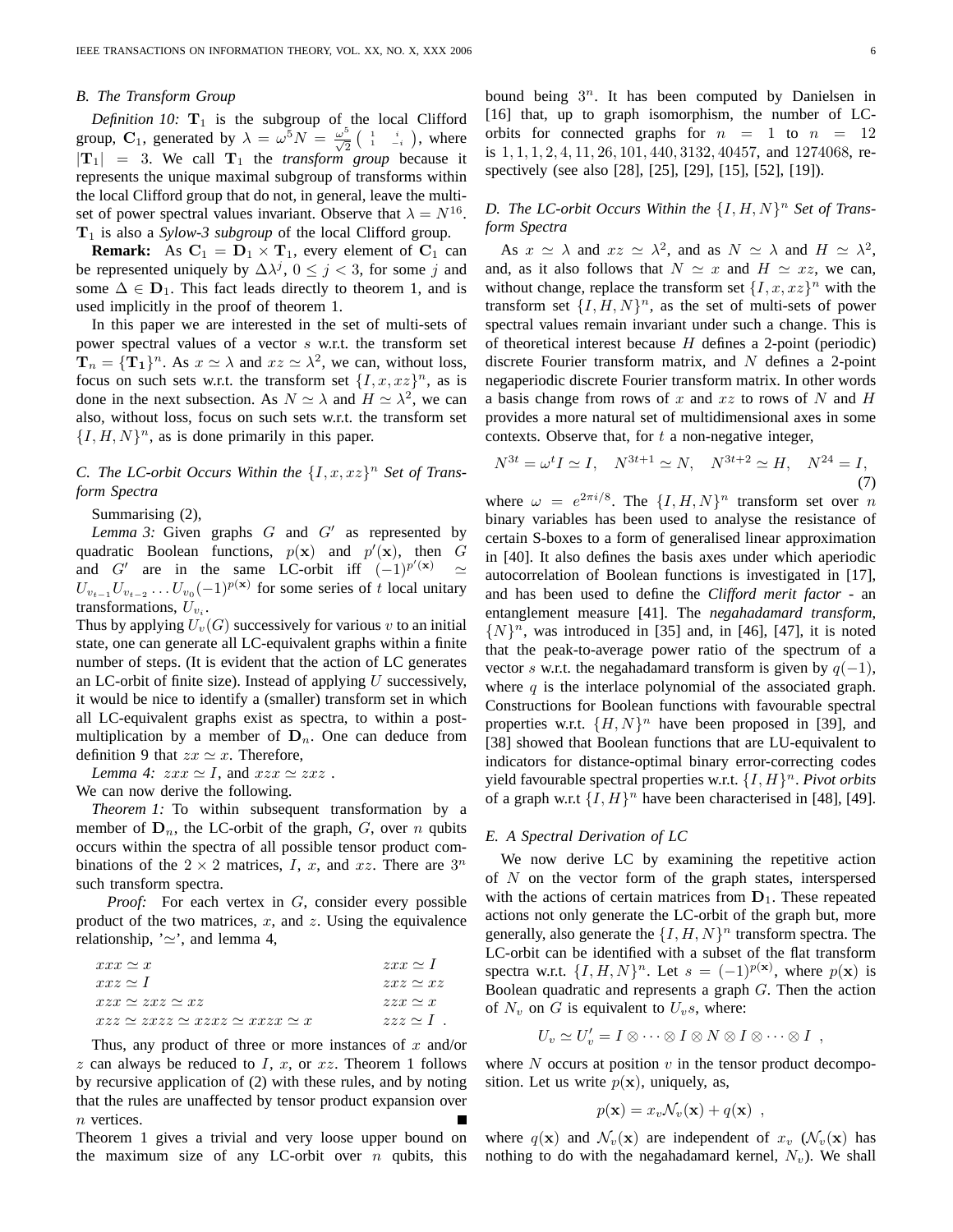### B. The Transform Group

*Definition 10:* $\mathbf{T}_1$ is the subgroup of the local Clifford group, $\mathbf{C}_1$, generated by $\lambda = \omega^5 N = \frac{\omega^5}{\sqrt{2}}\begin{pmatrix} 1 & i \\ 1 & -i \end{pmatrix}$, where $|\mathbf{T}_1| = 3$. We call $\mathbf{T}_1$ the *transform group* because it represents the unique maximal subgroup of transforms within the local Clifford group that do not, in general, leave the multi-set of power spectral values invariant. Observe that $\lambda = N^{16}$. $\mathbf{T}_1$ is also a *Sylow-3 subgroup* of the local Clifford group.

**Remark:** As $\mathbf{C}_1 = \mathbf{D}_1 \times \mathbf{T}_1$, every element of $\mathbf{C}_1$ can be represented uniquely by $\Delta\lambda^j$, $0 \le j < 3$, for some $j$ and some $\Delta \in \mathbf{D}_1$. This fact leads directly to theorem 1, and is used implicitly in the proof of theorem 1.

In this paper we are interested in the set of multi-sets of power spectral values of a vector $s$ w.r.t. the transform set $\mathbf{T}_n = \{\mathbf{T_1}\}^n$. As $x \simeq \lambda$ and $xz \simeq \lambda^2$, we can, without loss, focus on such sets w.r.t. the transform set $\{I, x, xz\}^n$, as is done in the next subsection. As $N \simeq \lambda$ and $H \simeq \lambda^2$, we can also, without loss, focus on such sets w.r.t. the transform set $\{I, H, N\}^n$, as is done primarily in this paper.

### C. The LC-orbit Occurs Within the $\{I, x, xz\}^n$ Set of Transform Spectra

Summarising (2),

*Lemma 3:* Given graphs $G$ and $G'$ as represented by quadratic Boolean functions, $p(\mathbf{x})$ and $p'(\mathbf{x})$, then $G$ and $G'$ are in the same LC-orbit iff $(-1)^{p'(\mathbf{x})} \simeq U_{v_{t-1}}U_{v_{t-2}}\ldots U_{v_0}(-1)^{p(\mathbf{x})}$ for some series of $t$ local unitary transformations, $U_{v_i}$.

Thus by applying $U_v(G)$ successively for various $v$ to an initial state, one can generate all LC-equivalent graphs within a finite number of steps. (It is evident that the action of LC generates an LC-orbit of finite size). Instead of applying $U$ successively, it would be nice to identify a (smaller) transform set in which all LC-equivalent graphs exist as spectra, to within a post-multiplication by a member of $\mathbf{D}_n$. One can deduce from definition 9 that $zx \simeq x$. Therefore,

*Lemma 4:* $zxx \simeq I$, and $xzx \simeq zxz$ .

We can now derive the following.

*Theorem 1:* To within subsequent transformation by a member of $\mathbf{D}_n$, the LC-orbit of the graph, $G$, over $n$ qubits occurs within the spectra of all possible tensor product combinations of the $2 \times 2$ matrices, $I$, $x$, and $xz$. There are $3^n$ such transform spectra.

*Proof:* For each vertex in $G$, consider every possible product of the two matrices, $x$, and $z$. Using the equivalence relationship, '$\simeq$', and lemma 4,

$$\begin{array}{ll}
xxx \simeq x & zxx \simeq I \\
xxz \simeq I & zxz \simeq xz \\
xzx \simeq zxz \simeq xz & zzx \simeq x \\
xzz \simeq zxzz \simeq xzxz \simeq xxzx \simeq x & zzz \simeq I \ .
\end{array}$$

Thus, any product of three or more instances of $x$ and/or $z$ can always be reduced to $I$, $x$, or $xz$. Theorem 1 follows by recursive application of (2) with these rules, and by noting that the rules are unaffected by tensor product expansion over $n$ vertices. ∎

Theorem 1 gives a trivial and very loose upper bound on the maximum size of any LC-orbit over $n$ qubits, this bound being $3^n$. It has been computed by Danielsen in [16] that, up to graph isomorphism, the number of LC-orbits for connected graphs for $n = 1$ to $n = 12$ is $1, 1, 1, 2, 4, 11, 26, 101, 440, 3132, 40457$, and $1274068$, respectively (see also [28], [25], [29], [15], [52], [19]).

### D. The LC-orbit Occurs Within the $\{I, H, N\}^n$ Set of Transform Spectra

As $x \simeq \lambda$ and $xz \simeq \lambda^2$, and as $N \simeq \lambda$ and $H \simeq \lambda^2$, and, as it also follows that $N \simeq x$ and $H \simeq xz$, we can, without change, replace the transform set $\{I, x, xz\}^n$ with the transform set $\{I, H, N\}^n$, as the set of multi-sets of power spectral values remain invariant under such a change. This is of theoretical interest because $H$ defines a 2-point (periodic) discrete Fourier transform matrix, and $N$ defines a 2-point negaperiodic discrete Fourier transform matrix. In other words a basis change from rows of $x$ and $xz$ to rows of $N$ and $H$ provides a more natural set of multidimensional axes in some contexts. Observe that, for $t$ a non-negative integer,

$$N^{3t} = \omega^t I \simeq I, \quad N^{3t+1} \simeq N, \quad N^{3t+2} \simeq H, \quad N^{24} = I, \tag{7}$$

where $\omega = e^{2\pi i/8}$. The $\{I, H, N\}^n$ transform set over $n$ binary variables has been used to analyse the resistance of certain S-boxes to a form of generalised linear approximation in [40]. It also defines the basis axes under which aperiodic autocorrelation of Boolean functions is investigated in [17], and has been used to define the *Clifford merit factor* - an entanglement measure [41]. The *negahadamard transform*, $\{N\}^n$, was introduced in [35] and, in [46], [47], it is noted that the peak-to-average power ratio of the spectrum of a vector $s$ w.r.t. the negahadamard transform is given by $q(-1)$, where $q$ is the interlace polynomial of the associated graph. Constructions for Boolean functions with favourable spectral properties w.r.t. $\{H, N\}^n$ have been proposed in [39], and [38] showed that Boolean functions that are LU-equivalent to indicators for distance-optimal binary error-correcting codes yield favourable spectral properties w.r.t. $\{I, H\}^n$. *Pivot orbits* of a graph w.r.t $\{I, H\}^n$ have been characterised in [48], [49].

### E. A Spectral Derivation of LC

We now derive LC by examining the repetitive action of $N$ on the vector form of the graph states, interspersed with the actions of certain matrices from $\mathbf{D}_1$. These repeated actions not only generate the LC-orbit of the graph but, more generally, also generate the $\{I, H, N\}^n$ transform spectra. The LC-orbit can be identified with a subset of the flat transform spectra w.r.t. $\{I, H, N\}^n$. Let $s = (-1)^{p(\mathbf{x})}$, where $p(\mathbf{x})$ is Boolean quadratic and represents a graph $G$. Then the action of $N_v$ on $G$ is equivalent to $U_v s$, where:

$$U_v \simeq U'_v = I \otimes \cdots \otimes I \otimes N \otimes I \otimes \cdots \otimes I \ ,$$

where $N$ occurs at position $v$ in the tensor product decomposition. Let us write $p(\mathbf{x})$, uniquely, as,

$$p(\mathbf{x}) = x_v \mathcal{N}_v(\mathbf{x}) + q(\mathbf{x}) \ ,$$

where $q(\mathbf{x})$ and $\mathcal{N}_v(\mathbf{x})$ are independent of $x_v$ ($\mathcal{N}_v(\mathbf{x})$ has nothing to do with the negahadamard kernel, $N_v$). We shall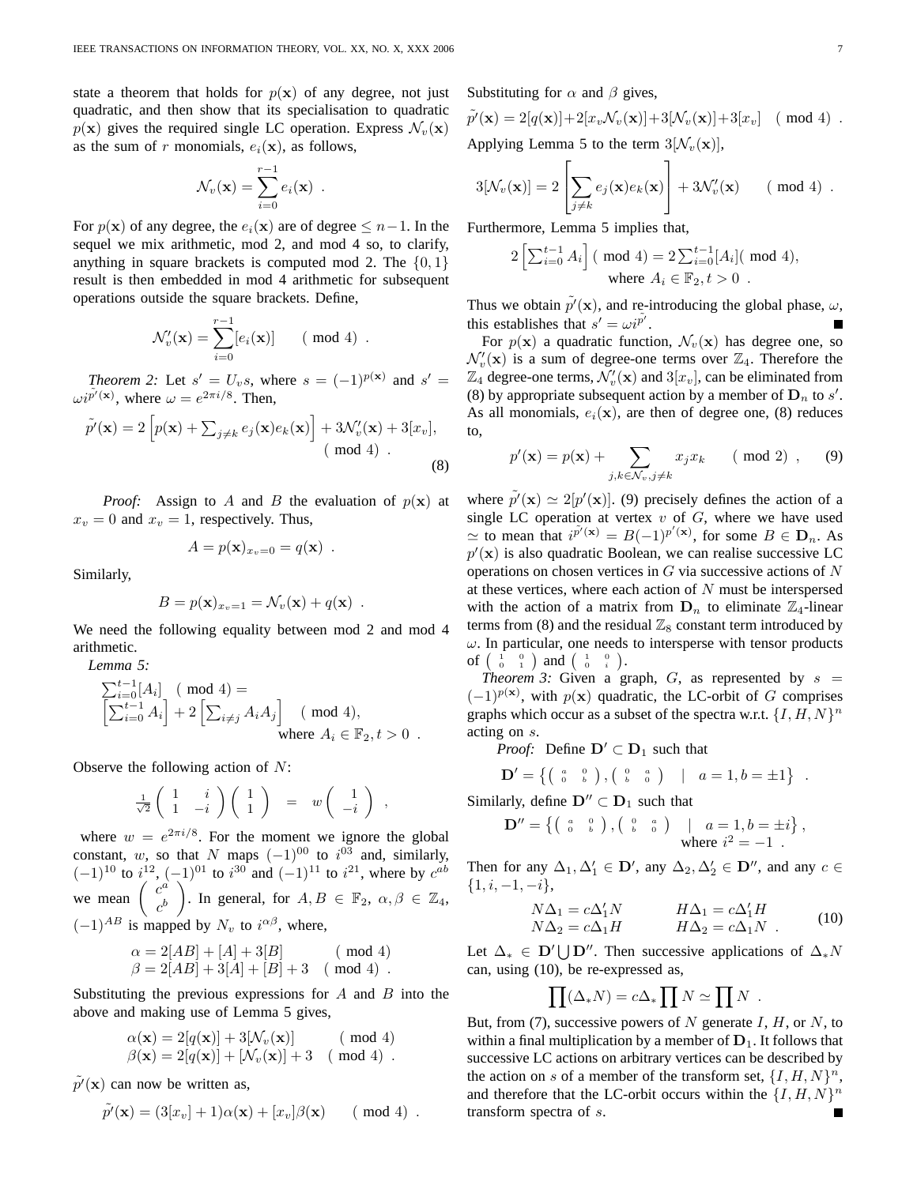state a theorem that holds for $p(\mathbf{x})$ of any degree, not just quadratic, and then show that its specialisation to quadratic $p(\mathbf{x})$ gives the required single LC operation. Express $\mathcal{N}_v(\mathbf{x})$ as the sum of $r$ monomials, $e_i(\mathbf{x})$, as follows,

$$\mathcal{N}_v(\mathbf{x}) = \sum_{i=0}^{r-1} e_i(\mathbf{x}) \ .$$

For $p(\mathbf{x})$ of any degree, the $e_i(\mathbf{x})$ are of degree $\leq n-1$. In the sequel we mix arithmetic, mod 2, and mod 4 so, to clarify, anything in square brackets is computed mod 2. The $\{0,1\}$ result is then embedded in mod 4 arithmetic for subsequent operations outside the square brackets. Define,

$$\mathcal{N}'_v(\mathbf{x}) = \sum_{i=0}^{r-1} [e_i(\mathbf{x})] \qquad (\bmod 4) \ .$$

*Theorem 2:* Let $s' = U_v s$, where $s = (-1)^{p(\mathbf{x})}$ and $s' = \omega i^{\tilde{p'}(\mathbf{x})}$, where $\omega = e^{2\pi i/8}$. Then,

$$\tilde{p'}(\mathbf{x}) = 2\left[p(\mathbf{x}) + \textstyle\sum_{j \neq k} e_j(\mathbf{x}) e_k(\mathbf{x})\right] + 3\mathcal{N}'_v(\mathbf{x}) + 3[x_v], \quad (\bmod 4) \ . \tag{8}$$

*Proof:* Assign to $A$ and $B$ the evaluation of $p(\mathbf{x})$ at $x_v = 0$ and $x_v = 1$, respectively. Thus,

$$A = p(\mathbf{x})_{x_v=0} = q(\mathbf{x}) \ .$$

Similarly,

$$B = p(\mathbf{x})_{x_v=1} = \mathcal{N}_v(\mathbf{x}) + q(\mathbf{x}) \ .$$

We need the following equality between mod 2 and mod 4 arithmetic.

*Lemma 5:*

$$\sum_{i=0}^{t-1}[A_i] \quad (\bmod 4) = \left[\sum_{i=0}^{t-1} A_i\right] + 2\left[\sum_{i \neq j} A_i A_j\right] \quad (\bmod 4), \quad \text{where } A_i \in \mathbb{F}_2, t > 0 \ .$$

Observe the following action of $N$:

$$\tfrac{1}{\sqrt{2}}\begin{pmatrix} 1 & i \\ 1 & -i \end{pmatrix}\begin{pmatrix} 1 \\ 1 \end{pmatrix} = w\begin{pmatrix} 1 \\ -i \end{pmatrix} \ ,$$

where $w = e^{2\pi i/8}$. For the moment we ignore the global constant, $w$, so that $N$ maps $(-1)^{00}$ to $i^{03}$ and, similarly, $(-1)^{10}$ to $i^{12}$, $(-1)^{01}$ to $i^{30}$ and $(-1)^{11}$ to $i^{21}$, where by $c^{ab}$ we mean $\begin{pmatrix} c^a \\ c^b \end{pmatrix}$. In general, for $A, B \in \mathbb{F}_2$, $\alpha, \beta \in \mathbb{Z}_4$, $(-1)^{AB}$ is mapped by $N_v$ to $i^{\alpha\beta}$, where,

$$\begin{aligned} \alpha &= 2[AB] + [A] + 3[B] && (\bmod 4) \\ \beta &= 2[AB] + 3[A] + [B] + 3 && (\bmod 4) \ . \end{aligned}$$

Substituting the previous expressions for $A$ and $B$ into the above and making use of Lemma 5 gives,

$$\begin{aligned} \alpha(\mathbf{x}) &= 2[q(\mathbf{x})] + 3[\mathcal{N}_v(\mathbf{x})] && (\bmod 4) \\ \beta(\mathbf{x}) &= 2[q(\mathbf{x})] + [\mathcal{N}_v(\mathbf{x})] + 3 && (\bmod 4) \ . \end{aligned}$$

$\tilde{p'}(\mathbf{x})$ can now be written as,

$$\tilde{p'}(\mathbf{x}) = (3[x_v] + 1)\alpha(\mathbf{x}) + [x_v]\beta(\mathbf{x}) \qquad (\bmod 4) \ .$$

Substituting for $\alpha$ and $\beta$ gives,

$$\tilde{p'}(\mathbf{x}) = 2[q(\mathbf{x})] + 2[x_v \mathcal{N}_v(\mathbf{x})] + 3[\mathcal{N}_v(\mathbf{x})] + 3[x_v] \quad (\bmod 4) \ .$$

Applying Lemma 5 to the term $3[\mathcal{N}_v(\mathbf{x})]$,

$$3[\mathcal{N}_v(\mathbf{x})] = 2\left[\sum_{j \neq k} e_j(\mathbf{x}) e_k(\mathbf{x})\right] + 3\mathcal{N}'_v(\mathbf{x}) \qquad (\bmod 4) \ .$$

Furthermore, Lemma 5 implies that,

$$2\left[\sum_{i=0}^{t-1} A_i\right] (\bmod 4) = 2\sum_{i=0}^{t-1}[A_i] (\bmod 4), \quad \text{where } A_i \in \mathbb{F}_2, t > 0 \ .$$

Thus we obtain $\tilde{p'}(\mathbf{x})$, and re-introducing the global phase, $\omega$, this establishes that $s' = \omega i^{\tilde{p'}}$. ∎

For $p(\mathbf{x})$ a quadratic function, $\mathcal{N}_v(\mathbf{x})$ has degree one, so $\mathcal{N}'_v(\mathbf{x})$ is a sum of degree-one terms over $\mathbb{Z}_4$. Therefore the $\mathbb{Z}_4$ degree-one terms, $\mathcal{N}'_v(\mathbf{x})$ and $3[x_v]$, can be eliminated from (8) by appropriate subsequent action by a member of $\mathbf{D}_n$ to $s'$. As all monomials, $e_i(\mathbf{x})$, are then of degree one, (8) reduces to,

$$p'(\mathbf{x}) = p(\mathbf{x}) + \sum_{j,k \in \mathcal{N}_v, j \neq k} x_j x_k \qquad (\bmod 2) \ , \tag{9}$$

where $\tilde{p'}(\mathbf{x}) \simeq 2[p'(\mathbf{x})]$. (9) precisely defines the action of a single LC operation at vertex $v$ of $G$, where we have used $\simeq$ to mean that $i^{\tilde{p'}(\mathbf{x})} = B(-1)^{p'(\mathbf{x})}$, for some $B \in \mathbf{D}_n$. As $p'(\mathbf{x})$ is also quadratic Boolean, we can realise successive LC operations on chosen vertices in $G$ via successive actions of $N$ at these vertices, where each action of $N$ must be interspersed with the action of a matrix from $\mathbf{D}_n$ to eliminate $\mathbb{Z}_4$-linear terms from (8) and the residual $\mathbb{Z}_8$ constant term introduced by $\omega$. In particular, one needs to intersperse with tensor products of $\left(\begin{smallmatrix} 1 & 0 \\ 0 & 1 \end{smallmatrix}\right)$ and $\left(\begin{smallmatrix} 1 & 0 \\ 0 & i \end{smallmatrix}\right)$.

*Theorem 3:* Given a graph, $G$, as represented by $s = (-1)^{p(\mathbf{x})}$, with $p(\mathbf{x})$ quadratic, the LC-orbit of $G$ comprises graphs which occur as a subset of the spectra w.r.t. $\{I, H, N\}^n$ acting on $s$.

*Proof:* Define $\mathbf{D}' \subset \mathbf{D}_1$ such that

$$\mathbf{D}' = \left\{ \left(\begin{smallmatrix} a & 0 \\ 0 & b \end{smallmatrix}\right), \left(\begin{smallmatrix} 0 & a \\ b & 0 \end{smallmatrix}\right) \ \middle|\ a = 1, b = \pm 1 \right\} \ .$$

Similarly, define $\mathbf{D}'' \subset \mathbf{D}_1$ such that

$$\mathbf{D}'' = \left\{ \left(\begin{smallmatrix} a & 0 \\ 0 & b \end{smallmatrix}\right), \left(\begin{smallmatrix} 0 & a \\ b & 0 \end{smallmatrix}\right) \ \middle|\ a = 1, b = \pm i \right\}, \quad \text{where } i^2 = -1 \ .$$

Then for any $\Delta_1, \Delta'_1 \in \mathbf{D}'$, any $\Delta_2, \Delta'_2 \in \mathbf{D}''$, and any $c \in \{1, i, -1, -i\}$,

$$\begin{aligned} N\Delta_1 &= c\Delta'_1 N \qquad & H\Delta_1 &= c\Delta'_1 H \\ N\Delta_2 &= c\Delta_1 H \qquad & H\Delta_2 &= c\Delta_1 N \ . \end{aligned} \tag{10}$$

Let $\Delta_* \in \mathbf{D}' \bigcup \mathbf{D}''$. Then successive applications of $\Delta_* N$ can, using (10), be re-expressed as,

$$\prod(\Delta_* N) = c\Delta_* \prod N \simeq \prod N \ .$$

But, from (7), successive powers of $N$ generate $I$, $H$, or $N$, to within a final multiplication by a member of $\mathbf{D}_1$. It follows that successive LC actions on arbitrary vertices can be described by the action on $s$ of a member of the transform set, $\{I, H, N\}^n$, and therefore that the LC-orbit occurs within the $\{I, H, N\}^n$ transform spectra of $s$. ∎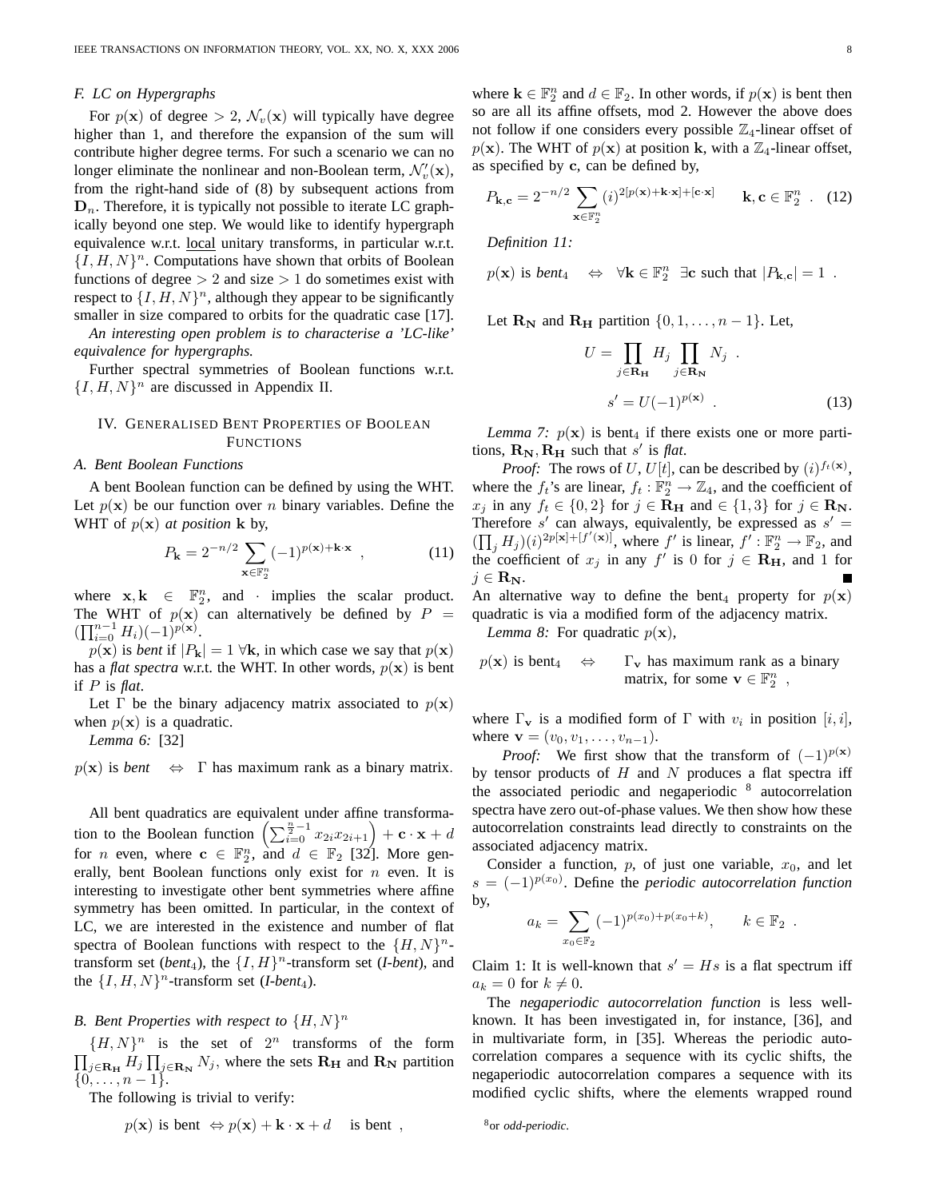### F. LC on Hypergraphs

For $p(\mathbf{x})$ of degree $> 2$, $\mathcal{N}_v(\mathbf{x})$ will typically have degree higher than 1, and therefore the expansion of the sum will contribute higher degree terms. For such a scenario we can no longer eliminate the nonlinear and non-Boolean term, $\mathcal{N}_v''(\mathbf{x})$, from the right-hand side of (8) by subsequent actions from $\mathbf{D}_n$. Therefore, it is typically not possible to iterate LC graphically beyond one step. We would like to identify hypergraph equivalence w.r.t. local unitary transforms, in particular w.r.t. $\{I, H, N\}^n$. Computations have shown that orbits of Boolean functions of degree $> 2$ and size $> 1$ do sometimes exist with respect to $\{I, H, N\}^n$, although they appear to be significantly smaller in size compared to orbits for the quadratic case [17].

*An interesting open problem is to characterise a 'LC-like' equivalence for hypergraphs.*

Further spectral symmetries of Boolean functions w.r.t. $\{I, H, N\}^n$ are discussed in Appendix II.

## IV. Generalised Bent Properties of Boolean Functions

### A. Bent Boolean Functions

A bent Boolean function can be defined by using the WHT. Let $p(\mathbf{x})$ be our function over $n$ binary variables. Define the WHT of $p(\mathbf{x})$ *at position* $\mathbf{k}$ by,

$$P_{\mathbf{k}} = 2^{-n/2} \sum_{\mathbf{x} \in \mathbb{F}_2^n} (-1)^{p(\mathbf{x}) + \mathbf{k} \cdot \mathbf{x}} \ , \qquad (11)$$

where $\mathbf{x}, \mathbf{k} \in \mathbb{F}_2^n$, and $\cdot$ implies the scalar product. The WHT of $p(\mathbf{x})$ can alternatively be defined by $P = (\prod_{i=0}^{n-1} H_i)(-1)^{p(\mathbf{x})}$.

$p(\mathbf{x})$ is *bent* if $|P_{\mathbf{k}}| = 1 \ \forall \mathbf{k}$, in which case we say that $p(\mathbf{x})$ has a *flat spectra* w.r.t. the WHT. In other words, $p(\mathbf{x})$ is bent if $P$ is *flat*.

Let $\Gamma$ be the binary adjacency matrix associated to $p(\mathbf{x})$ when $p(\mathbf{x})$ is a quadratic.

*Lemma 6:* [32]

$$p(\mathbf{x}) \text{ is } \textit{bent} \quad \Leftrightarrow \quad \Gamma \text{ has maximum rank as a binary matrix.}$$

All bent quadratics are equivalent under affine transformation to the Boolean function $\left(\sum_{i=0}^{\frac{n}{2}-1} x_{2i}x_{2i+1}\right) + \mathbf{c} \cdot \mathbf{x} + d$ for $n$ even, where $\mathbf{c} \in \mathbb{F}_2^n$, and $d \in \mathbb{F}_2$ [32]. More generally, bent Boolean functions only exist for $n$ even. It is interesting to investigate other bent symmetries where affine symmetry has been omitted. In particular, in the context of LC, we are interested in the existence and number of flat spectra of Boolean functions with respect to the $\{H, N\}^n$-transform set (*bent*$_4$), the $\{I, H\}^n$-transform set (*I-bent*), and the $\{I, H, N\}^n$-transform set (*I-bent*$_4$).

### B. Bent Properties with respect to $\{H, N\}^n$

$\{H, N\}^n$ is the set of $2^n$ transforms of the form $\prod_{j \in \mathbf{R_H}} H_j \prod_{j \in \mathbf{R_N}} N_j$, where the sets $\mathbf{R_H}$ and $\mathbf{R_N}$ partition $\{0, \ldots, n-1\}$.

The following is trivial to verify:

$$p(\mathbf{x}) \text{ is bent } \Leftrightarrow p(\mathbf{x}) + \mathbf{k} \cdot \mathbf{x} + d \quad \text{is bent} \ ,$$

where $\mathbf{k} \in \mathbb{F}_2^n$ and $d \in \mathbb{F}_2$. In other words, if $p(\mathbf{x})$ is bent then so are all its affine offsets, mod 2. However the above does not follow if one considers every possible $\mathbb{Z}_4$-linear offset of $p(\mathbf{x})$. The WHT of $p(\mathbf{x})$ at position $\mathbf{k}$, with a $\mathbb{Z}_4$-linear offset, as specified by $\mathbf{c}$, can be defined by,

$$P_{\mathbf{k},\mathbf{c}} = 2^{-n/2} \sum_{\mathbf{x} \in \mathbb{F}_2^n} (i)^{2[p(\mathbf{x}) + \mathbf{k} \cdot \mathbf{x}] + [\mathbf{c} \cdot \mathbf{x}]} \qquad \mathbf{k}, \mathbf{c} \in \mathbb{F}_2^n \ . \quad (12)$$

*Definition 11:*

$$p(\mathbf{x}) \text{ is } \textit{bent}_4 \quad \Leftrightarrow \quad \forall \mathbf{k} \in \mathbb{F}_2^n \ \ \exists \mathbf{c} \text{ such that } |P_{\mathbf{k},\mathbf{c}}| = 1 \ .$$

Let $\mathbf{R_N}$ and $\mathbf{R_H}$ partition $\{0, 1, \ldots, n-1\}$. Let,

$$U = \prod_{j \in \mathbf{R_H}} H_j \prod_{j \in \mathbf{R_N}} N_j \ .$$

$$s' = U(-1)^{p(\mathbf{x})} \ . \qquad (13)$$

*Lemma 7:* $p(\mathbf{x})$ is bent$_4$ if there exists one or more partitions, $\mathbf{R_N}, \mathbf{R_H}$ such that $s'$ is *flat*.

*Proof:* The rows of $U$, $U[t]$, can be described by $(i)^{f_t(\mathbf{x})}$, where the $f_t$'s are linear, $f_t : \mathbb{F}_2^n \to \mathbb{Z}_4$, and the coefficient of $x_j$ in any $f_t \in \{0, 2\}$ for $j \in \mathbf{R_H}$ and $\in \{1, 3\}$ for $j \in \mathbf{R_N}$. Therefore $s'$ can always, equivalently, be expressed as $s' = (\prod_j H_j)(i)^{2p[\mathbf{x}] + [f'(\mathbf{x})]}$, where $f'$ is linear, $f' : \mathbb{F}_2^n \to \mathbb{F}_2$, and the coefficient of $x_j$ in any $f'$ is 0 for $j \in \mathbf{R_H}$, and 1 for $j \in \mathbf{R_N}$. ∎

An alternative way to define the bent$_4$ property for $p(\mathbf{x})$ quadratic is via a modified form of the adjacency matrix.

*Lemma 8:* For quadratic $p(\mathbf{x})$,

$$p(\mathbf{x}) \text{ is bent}_4 \quad \Leftrightarrow \quad \Gamma_{\mathbf{v}} \text{ has maximum rank as a binary matrix, for some } \mathbf{v} \in \mathbb{F}_2^n \ ,$$

where $\Gamma_{\mathbf{v}}$ is a modified form of $\Gamma$ with $v_i$ in position $[i, i]$, where $\mathbf{v} = (v_0, v_1, \ldots, v_{n-1})$.

*Proof:* We first show that the transform of $(-1)^{p(\mathbf{x})}$ by tensor products of $H$ and $N$ produces a flat spectra iff the associated periodic and negaperiodic [8] autocorrelation spectra have zero out-of-phase values. We then show how these autocorrelation constraints lead directly to constraints on the associated adjacency matrix.

Consider a function, $p$, of just one variable, $x_0$, and let $s = (-1)^{p(x_0)}$. Define the *periodic autocorrelation function* by,

$$a_k = \sum_{x_0 \in \mathbb{F}_2} (-1)^{p(x_0) + p(x_0 + k)}, \qquad k \in \mathbb{F}_2 \ .$$

Claim 1: It is well-known that $s' = Hs$ is a flat spectrum iff $a_k = 0$ for $k \neq 0$.

The *negaperiodic autocorrelation function* is less well-known. It has been investigated in, for instance, [36], and in multivariate form, in [35]. Whereas the periodic autocorrelation compares a sequence with its cyclic shifts, the negaperiodic autocorrelation compares a sequence with its modified cyclic shifts, where the elements wrapped round

[8] or *odd-periodic*.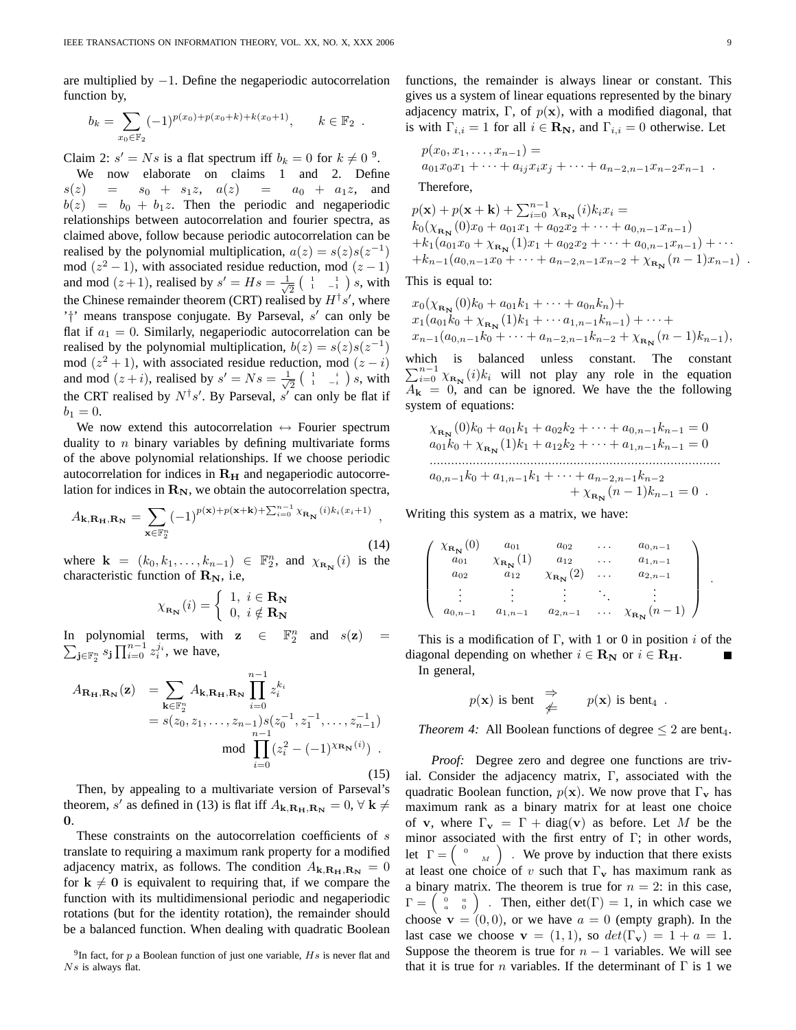are multiplied by $-1$. Define the negaperiodic autocorrelation function by,

$$b_k = \sum_{x_0 \in \mathbb{F}_2} (-1)^{p(x_0)+p(x_0+k)+k(x_0+1)}, \qquad k \in \mathbb{F}_2 \ .$$

Claim 2: $s' = Ns$ is a flat spectrum iff $b_k = 0$ for $k \neq 0$ [9].

We now elaborate on claims 1 and 2. Define $s(z) = s_0 + s_1 z$, $a(z) = a_0 + a_1 z$, and $b(z) = b_0 + b_1 z$. Then the periodic and negaperiodic relationships between autocorrelation and fourier spectra, as claimed above, follow because periodic autocorrelation can be realised by the polynomial multiplication, $a(z) = s(z)s(z^{-1})$ mod $(z^2-1)$, with associated residue reduction, mod $(z-1)$ and mod $(z+1)$, realised by $s' = Hs = \frac{1}{\sqrt{2}}\left(\begin{smallmatrix} 1 & 1 \\ 1 & -1 \end{smallmatrix}\right) s$, with the Chinese remainder theorem (CRT) realised by $H^\dagger s'$, where '†' means transpose conjugate. By Parseval, $s'$ can only be flat if $a_1 = 0$. Similarly, negaperiodic autocorrelation can be realised by the polynomial multiplication, $b(z) = s(z)s(z^{-1})$ mod $(z^2+1)$, with associated residue reduction, mod $(z-i)$ and mod $(z+i)$, realised by $s' = Ns = \frac{1}{\sqrt{2}}\left(\begin{smallmatrix} 1 & i \\ 1 & -i \end{smallmatrix}\right) s$, with the CRT realised by $N^\dagger s'$. By Parseval, $s'$ can only be flat if $b_1 = 0$.

We now extend this autocorrelation ↔ Fourier spectrum duality to $n$ binary variables by defining multivariate forms of the above polynomial relationships. If we choose periodic autocorrelation for indices in $\mathbf{R_H}$ and negaperiodic autocorrelation for indices in $\mathbf{R_N}$, we obtain the autocorrelation spectra,

$$A_{\mathbf{k},\mathbf{R_H},\mathbf{R_N}} = \sum_{\mathbf{x} \in \mathbb{F}_2^n} (-1)^{p(\mathbf{x})+p(\mathbf{x}+\mathbf{k})+\sum_{i=0}^{n-1} \chi_{\mathbf{R_N}}(i) k_i (x_i+1)} \ , \tag{14}$$

where $\mathbf{k} = (k_0, k_1, \ldots, k_{n-1}) \in \mathbb{F}_2^n$, and $\chi_{\mathbf{R_N}}(i)$ is the characteristic function of $\mathbf{R_N}$, i.e,

$$\chi_{\mathbf{R_N}}(i) = \begin{cases} 1, & i \in \mathbf{R_N} \\ 0, & i \notin \mathbf{R_N} \end{cases}$$

In polynomial terms, with $\mathbf{z} \in \mathbb{F}_2^n$ and $s(\mathbf{z}) = \sum_{\mathbf{j} \in \mathbb{F}_2^n} s_{\mathbf{j}} \prod_{i=0}^{n-1} z_i^{j_i}$, we have,

$$\begin{aligned} A_{\mathbf{R_H},\mathbf{R_N}}(\mathbf{z}) &= \sum_{\mathbf{k} \in \mathbb{F}_2^n} A_{\mathbf{k},\mathbf{R_H},\mathbf{R_N}} \prod_{i=0}^{n-1} z_i^{k_i} \\ &= s(z_0, z_1, \ldots, z_{n-1}) s(z_0^{-1}, z_1^{-1}, \ldots, z_{n-1}^{-1}) \\ &\qquad \text{mod } \prod_{i=0}^{n-1} (z_i^2 - (-1)^{\chi_{\mathbf{R_N}}(i)}) \ . \end{aligned} \tag{15}$$

Then, by appealing to a multivariate version of Parseval's theorem, $s'$ as defined in (13) is flat iff $A_{\mathbf{k},\mathbf{R_H},\mathbf{R_N}} = 0$, $\forall\, \mathbf{k} \neq \mathbf{0}$.

These constraints on the autocorrelation coefficients of $s$ translate to requiring a maximum rank property for a modified adjacency matrix, as follows. The condition $A_{\mathbf{k},\mathbf{R_H},\mathbf{R_N}} = 0$ for $\mathbf{k} \neq \mathbf{0}$ is equivalent to requiring that, if we compare the function with its multidimensional periodic and negaperiodic rotations (but for the identity rotation), the remainder should be a balanced function. When dealing with quadratic Boolean functions, the remainder is always linear or constant. This gives us a system of linear equations represented by the binary adjacency matrix, $\Gamma$, of $p(\mathbf{x})$, with a modified diagonal, that is with $\Gamma_{i,i} = 1$ for all $i \in \mathbf{R_N}$, and $\Gamma_{i,i} = 0$ otherwise. Let

$$p(x_0, x_1, \ldots, x_{n-1}) = a_{01}x_0x_1 + \cdots + a_{ij}x_ix_j + \cdots + a_{n-2,n-1}x_{n-2}x_{n-1} \ .$$

Therefore,

$$\begin{aligned} &p(\mathbf{x}) + p(\mathbf{x}+\mathbf{k}) + \textstyle\sum_{i=0}^{n-1} \chi_{\mathbf{R_N}}(i) k_i x_i = \\ &k_0(\chi_{\mathbf{R_N}}(0)x_0 + a_{01}x_1 + a_{02}x_2 + \cdots + a_{0,n-1}x_{n-1}) \\ &+ k_1(a_{01}x_0 + \chi_{\mathbf{R_N}}(1)x_1 + a_{02}x_2 + \cdots + a_{0,n-1}x_{n-1}) + \cdots \\ &+ k_{n-1}(a_{0,n-1}x_0 + \cdots + a_{n-2,n-1}x_{n-2} + \chi_{\mathbf{R_N}}(n-1)x_{n-1}) \ . \end{aligned}$$

This is equal to:

$$\begin{aligned} &x_0(\chi_{\mathbf{R_N}}(0)k_0 + a_{01}k_1 + \cdots + a_{0n}k_n) + \\ &x_1(a_{01}k_0 + \chi_{\mathbf{R_N}}(1)k_1 + \cdots a_{1,n-1}k_{n-1}) + \cdots + \\ &x_{n-1}(a_{0,n-1}k_0 + \cdots + a_{n-2,n-1}k_{n-2} + \chi_{\mathbf{R_N}}(n-1)k_{n-1}), \end{aligned}$$

which is balanced unless constant. The constant $\sum_{i=0}^{n-1} \chi_{\mathbf{R_N}}(i) k_i$ will not play any role in the equation $A_{\mathbf{k}} = 0$, and can be ignored. We have the the following system of equations:

$$\begin{aligned} &\chi_{\mathbf{R_N}}(0)k_0 + a_{01}k_1 + a_{02}k_2 + \cdots + a_{0,n-1}k_{n-1} = 0 \\ &a_{01}k_0 + \chi_{\mathbf{R_N}}(1)k_1 + a_{12}k_2 + \cdots + a_{1,n-1}k_{n-1} = 0 \\ &\cdots\cdots\cdots\cdots\cdots\cdots\cdots\cdots\cdots\cdots\cdots\cdots \\ &a_{0,n-1}k_0 + a_{1,n-1}k_1 + \cdots + a_{n-2,n-1}k_{n-2} \\ &\qquad\qquad + \chi_{\mathbf{R_N}}(n-1)k_{n-1} = 0 \ . \end{aligned}$$

Writing this system as a matrix, we have:

$$\begin{pmatrix} \chi_{\mathbf{R_N}}(0) & a_{01} & a_{02} & \ldots & a_{0,n-1} \\ a_{01} & \chi_{\mathbf{R_N}}(1) & a_{12} & \ldots & a_{1,n-1} \\ a_{02} & a_{12} & \chi_{\mathbf{R_N}}(2) & \ldots & a_{2,n-1} \\ \vdots & \vdots & \vdots & \ddots & \vdots \\ a_{0,n-1} & a_{1,n-1} & a_{2,n-1} & \ldots & \chi_{\mathbf{R_N}}(n-1) \end{pmatrix} .$$

This is a modification of $\Gamma$, with 1 or 0 in position $i$ of the diagonal depending on whether $i \in \mathbf{R_N}$ or $i \in \mathbf{R_H}$. ∎

In general,

$$p(\mathbf{x}) \text{ is bent } \begin{array}{c} \Rightarrow \\ \not\Leftarrow \end{array} \quad p(\mathbf{x}) \text{ is bent}_4 \ .$$

*Theorem 4:* All Boolean functions of degree $\leq 2$ are bent$_4$.

*Proof:* Degree zero and degree one functions are trivial. Consider the adjacency matrix, $\Gamma$, associated with the quadratic Boolean function, $p(\mathbf{x})$. We now prove that $\Gamma_{\mathbf{v}}$ has maximum rank as a binary matrix for at least one choice of $\mathbf{v}$, where $\Gamma_{\mathbf{v}} = \Gamma + \text{diag}(\mathbf{v})$ as before. Let $M$ be the minor associated with the first entry of $\Gamma$; in other words, let $\Gamma = \left(\begin{smallmatrix} 0 & \\ & M \end{smallmatrix}\right)$. We prove by induction that there exists at least one choice of $v$ such that $\Gamma_{\mathbf{v}}$ has maximum rank as a binary matrix. The theorem is true for $n = 2$: in this case, $\Gamma = \left(\begin{smallmatrix} 0 & a \\ a & 0 \end{smallmatrix}\right)$. Then, either $\det(\Gamma) = 1$, in which case we choose $\mathbf{v} = (0,0)$, or we have $a = 0$ (empty graph). In the last case we choose $\mathbf{v} = (1,1)$, so $det(\Gamma_{\mathbf{v}}) = 1 + a = 1$. Suppose the theorem is true for $n-1$ variables. We will see that it is true for $n$ variables. If the determinant of $\Gamma$ is 1 we

[9] In fact, for $p$ a Boolean function of just one variable, $Hs$ is never flat and $Ns$ is always flat.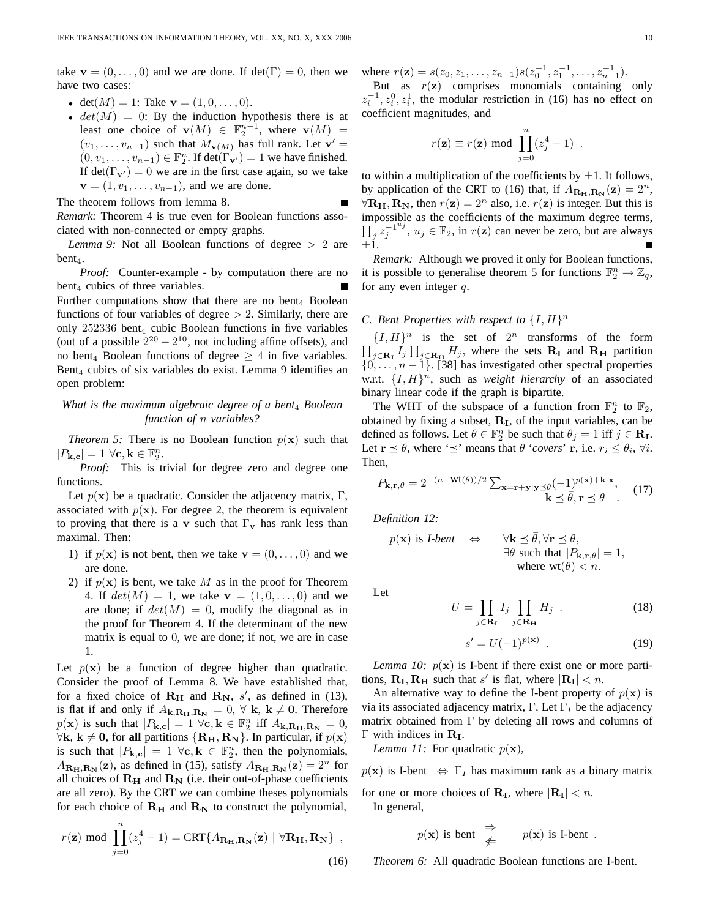take $\mathbf{v} = (0, \ldots, 0)$ and we are done. If $\det(\Gamma) = 0$, then we have two cases:

- $\det(M) = 1$: Take $\mathbf{v} = (1, 0, \ldots, 0)$.
- $det(M) = 0$: By the induction hypothesis there is at least one choice of $\mathbf{v}(M) \in \mathbb{F}_2^{n-1}$, where $\mathbf{v}(M) = (v_1, \ldots, v_{n-1})$ such that $M_{\mathbf{v}(M)}$ has full rank. Let $\mathbf{v}' = (0, v_1, \ldots, v_{n-1}) \in \mathbb{F}_2^n$. If $\det(\Gamma_{\mathbf{v}'}) = 1$ we have finished. If $\det(\Gamma_{\mathbf{v}'}) = 0$ we are in the first case again, so we take $\mathbf{v} = (1, v_1, \ldots, v_{n-1})$, and we are done.

The theorem follows from lemma 8. ∎

*Remark:* Theorem 4 is true even for Boolean functions associated with non-connected or empty graphs.

*Lemma 9:* Not all Boolean functions of degree $> 2$ are bent$_4$.

*Proof:* Counter-example - by computation there are no bent$_4$ cubics of three variables. ∎

Further computations show that there are no bent$_4$ Boolean functions of four variables of degree $> 2$. Similarly, there are only 252336 bent$_4$ cubic Boolean functions in five variables (out of a possible $2^{20} - 2^{10}$, not including affine offsets), and no bent$_4$ Boolean functions of degree $\geq 4$ in five variables. Bent$_4$ cubics of six variables do exist. Lemma 9 identifies an open problem:

*What is the maximum algebraic degree of a bent$_4$ Boolean function of $n$ variables?*

*Theorem 5:* There is no Boolean function $p(\mathbf{x})$ such that $|P_{\mathbf{k},\mathbf{c}}| = 1 \ \forall \mathbf{c}, \mathbf{k} \in \mathbb{F}_2^n$.

*Proof:* This is trivial for degree zero and degree one functions.

Let $p(\mathbf{x})$ be a quadratic. Consider the adjacency matrix, $\Gamma$, associated with $p(\mathbf{x})$. For degree 2, the theorem is equivalent to proving that there is a $\mathbf{v}$ such that $\Gamma_{\mathbf{v}}$ has rank less than maximal. Then:

1) if $p(\mathbf{x})$ is not bent, then we take $\mathbf{v} = (0, \ldots, 0)$ and we are done.
2) if $p(\mathbf{x})$ is bent, we take $M$ as in the proof for Theorem 4. If $det(M) = 1$, we take $\mathbf{v} = (1, 0, \ldots, 0)$ and we are done; if $det(M) = 0$, modify the diagonal as in the proof for Theorem 4. If the determinant of the new matrix is equal to 0, we are done; if not, we are in case 1.

Let $p(\mathbf{x})$ be a function of degree higher than quadratic. Consider the proof of Lemma 8. We have established that, for a fixed choice of $\mathbf{R_H}$ and $\mathbf{R_N}$, $s'$, as defined in (13), is flat if and only if $A_{\mathbf{k},\mathbf{R_H},\mathbf{R_N}} = 0$, $\forall$ $\mathbf{k}$, $\mathbf{k} \neq \mathbf{0}$. Therefore $p(\mathbf{x})$ is such that $|P_{\mathbf{k},\mathbf{c}}| = 1 \ \forall \mathbf{c}, \mathbf{k} \in \mathbb{F}_2^n$ iff $A_{\mathbf{k},\mathbf{R_H},\mathbf{R_N}} = 0$, $\forall \mathbf{k}$, $\mathbf{k} \neq \mathbf{0}$, for **all** partitions $\{\mathbf{R_H}, \mathbf{R_N}\}$. In particular, if $p(\mathbf{x})$ is such that $|P_{\mathbf{k},\mathbf{c}}| = 1 \ \forall \mathbf{c}, \mathbf{k} \in \mathbb{F}_2^n$, then the polynomials, $A_{\mathbf{R_H},\mathbf{R_N}}(\mathbf{z})$, as defined in (15), satisfy $A_{\mathbf{R_H},\mathbf{R_N}}(\mathbf{z}) = 2^n$ for all choices of $\mathbf{R_H}$ and $\mathbf{R_N}$ (i.e. their out-of-phase coefficients are all zero). By the CRT we can combine theses polynomials for each choice of $\mathbf{R_H}$ and $\mathbf{R_N}$ to construct the polynomial,

$$r(\mathbf{z}) \bmod \prod_{j=0}^{n}(z_j^4 - 1) = \text{CRT}\{A_{\mathbf{R_H},\mathbf{R_N}}(\mathbf{z}) \mid \forall \mathbf{R_H}, \mathbf{R_N}\} \ , \tag{16}$$

where $r(\mathbf{z}) = s(z_0, z_1, \ldots, z_{n-1}) s(z_0^{-1}, z_1^{-1}, \ldots, z_{n-1}^{-1})$.

But as $r(\mathbf{z})$ comprises monomials containing only $z_i^{-1}, z_i^0, z_i^1$, the modular restriction in (16) has no effect on coefficient magnitudes, and

$$r(\mathbf{z}) \equiv r(\mathbf{z}) \bmod \prod_{j=0}^{n}(z_j^4 - 1) \ .$$

to within a multiplication of the coefficients by $\pm 1$. It follows, by application of the CRT to (16) that, if $A_{\mathbf{R_H},\mathbf{R_N}}(\mathbf{z}) = 2^n$, $\forall \mathbf{R_H}, \mathbf{R_N}$, then $r(\mathbf{z}) = 2^n$ also, i.e. $r(\mathbf{z})$ is integer. But this is impossible as the coefficients of the maximum degree terms, $\prod_j z_j^{-1^{u_j}}$, $u_j \in \mathbb{F}_2$, in $r(\mathbf{z})$ can never be zero, but are always $\pm 1$. ∎

*Remark:* Although we proved it only for Boolean functions, it is possible to generalise theorem 5 for functions $\mathbb{F}_2^n \to \mathbb{Z}_q$, for any even integer $q$.

### C. Bent Properties with respect to $\{I, H\}^n$

$\{I, H\}^n$ is the set of $2^n$ transforms of the form $\prod_{j \in \mathbf{R_I}} I_j \prod_{j \in \mathbf{R_H}} H_j$, where the sets $\mathbf{R_I}$ and $\mathbf{R_H}$ partition $\{0, \ldots, n-1\}$. [38] has investigated other spectral properties w.r.t. $\{I, H\}^n$, such as *weight hierarchy* of an associated binary linear code if the graph is bipartite.

The WHT of the subspace of a function from $\mathbb{F}_2^n$ to $\mathbb{F}_2$, obtained by fixing a subset, $\mathbf{R_I}$, of the input variables, can be defined as follows. Let $\theta \in \mathbb{F}_2^n$ be such that $\theta_j = 1$ iff $j \in \mathbf{R_I}$. Let $\mathbf{r} \preceq \theta$, where '$\preceq$' means that $\theta$ '*covers*' $\mathbf{r}$, i.e. $r_i \leq \theta_i$, $\forall i$. Then,

$$P_{\mathbf{k},\mathbf{r},\theta} = 2^{-(n-\text{wt}(\theta))/2} \sum_{\mathbf{x}=\mathbf{r}+\mathbf{y}|\mathbf{y}\preceq\bar{\theta}} (-1)^{p(\mathbf{x})+\mathbf{k}\cdot\mathbf{x}}, \quad \mathbf{k} \preceq \bar{\theta}, \mathbf{r} \preceq \theta \ . \tag{17}$$

*Definition 12:*

$$p(\mathbf{x}) \text{ is } \textit{I-bent} \quad \Leftrightarrow \quad \begin{array}{l} \forall \mathbf{k} \preceq \bar{\theta}, \forall \mathbf{r} \preceq \theta, \\ \exists \theta \text{ such that } |P_{\mathbf{k},\mathbf{r},\theta}| = 1, \\ \quad \text{where } \text{wt}(\theta) < n. \end{array}$$

Let

$$U = \prod_{j \in \mathbf{R_I}} I_j \prod_{j \in \mathbf{R_H}} H_j \ . \tag{18}$$

$$s' = U(-1)^{p(\mathbf{x})} \ . \tag{19}$$

*Lemma 10:* $p(\mathbf{x})$ is I-bent if there exist one or more partitions, $\mathbf{R_I}, \mathbf{R_H}$ such that $s'$ is flat, where $|\mathbf{R_I}| < n$.

An alternative way to define the I-bent property of $p(\mathbf{x})$ is via its associated adjacency matrix, $\Gamma$. Let $\Gamma_I$ be the adjacency matrix obtained from $\Gamma$ by deleting all rows and columns of $\Gamma$ with indices in $\mathbf{R_I}$.

*Lemma 11:* For quadratic $p(\mathbf{x})$,

$p(\mathbf{x})$ is I-bent $\Leftrightarrow$ $\Gamma_I$ has maximum rank as a binary matrix

for one or more choices of $\mathbf{R_I}$, where $|\mathbf{R_I}| < n$.

In general,

$$p(\mathbf{x}) \text{ is bent } \begin{array}{c} \Rightarrow \\ \not\Leftarrow \end{array} \quad p(\mathbf{x}) \text{ is I-bent} \ .$$

*Theorem 6:* All quadratic Boolean functions are I-bent.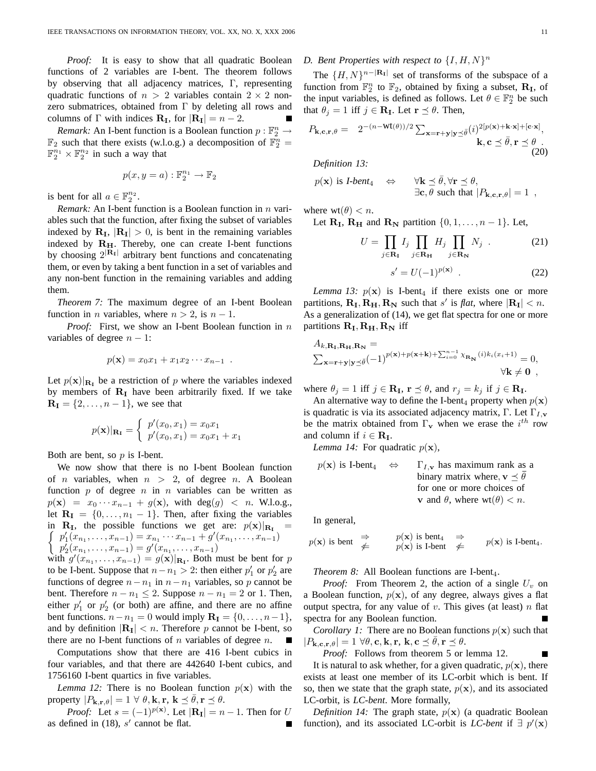*Proof:* It is easy to show that all quadratic Boolean functions of 2 variables are I-bent. The theorem follows by observing that all adjacency matrices, $\Gamma$, representing quadratic functions of $n > 2$ variables contain $2 \times 2$ non-zero submatrices, obtained from $\Gamma$ by deleting all rows and columns of $\Gamma$ with indices $\mathbf{R_I}$, for $|\mathbf{R_I}| = n - 2$. ∎

*Remark:* An I-bent function is a Boolean function $p : \mathbb{F}_2^n \rightarrow \mathbb{F}_2$ such that there exists (w.l.o.g.) a decomposition of $\mathbb{F}_2^n = \mathbb{F}_2^{n_1} \times \mathbb{F}_2^{n_2}$ in such a way that

$$p(x, y = a) : \mathbb{F}_2^{n_1} \rightarrow \mathbb{F}_2$$

is bent for all $a \in \mathbb{F}_2^{n_2}$.

*Remark:* An I-bent function is a Boolean function in $n$ variables such that the function, after fixing the subset of variables indexed by $\mathbf{R_I}$, $|\mathbf{R_I}| > 0$, is bent in the remaining variables indexed by $\mathbf{R_H}$. Thereby, one can create I-bent functions by choosing $2^{|\mathbf{R_I}|}$ arbitrary bent functions and concatenating them, or even by taking a bent function in a set of variables and any non-bent function in the remaining variables and adding them.

*Theorem 7:* The maximum degree of an I-bent Boolean function in $n$ variables, where $n > 2$, is $n - 1$.

*Proof:* First, we show an I-bent Boolean function in $n$ variables of degree $n - 1$:

$$p(\mathbf{x}) = x_0 x_1 + x_1 x_2 \cdots x_{n-1} \ .$$

Let $p(\mathbf{x})|_{\mathbf{R_I}}$ be a restriction of $p$ where the variables indexed by members of $\mathbf{R_I}$ have been arbitrarily fixed. If we take $\mathbf{R_I} = \{2, \ldots, n-1\}$, we see that

$$p(\mathbf{x})|_{\mathbf{R_I}} = \begin{cases} p'(x_0, x_1) = x_0 x_1 \\ p'(x_0, x_1) = x_0 x_1 + x_1 \end{cases}$$

Both are bent, so $p$ is I-bent.

We now show that there is no I-bent Boolean function of $n$ variables, when $n > 2$, of degree $n$. A Boolean function $p$ of degree $n$ in $n$ variables can be written as $p(\mathbf{x}) = x_0 \cdots x_{n-1} + g(\mathbf{x})$, with $\deg(g) < n$. W.l.o.g., let $\mathbf{R_I} = \{0, \ldots, n_1 - 1\}$. Then, after fixing the variables in $\mathbf{R_I}$, the possible functions we get are: $p(\mathbf{x})|_{\mathbf{R_I}} = \begin{cases} p_1'(x_{n_1}, \ldots, x_{n-1}) = x_{n_1} \cdots x_{n-1} + g'(x_{n_1}, \ldots, x_{n-1}) \\ p_2'(x_{n_1}, \ldots, x_{n-1}) = g'(x_{n_1}, \ldots, x_{n-1}) \end{cases}$ with $g'(x_{n_1}, \ldots, x_{n-1}) = g(\mathbf{x})|_{\mathbf{R_I}}$. Both must be bent for $p$ to be I-bent. Suppose that $n - n_1 > 2$: then either $p_1'$ or $p_2'$ are functions of degree $n - n_1$ in $n - n_1$ variables, so $p$ cannot be bent. Therefore $n - n_1 \leq 2$. Suppose $n - n_1 = 2$ or 1. Then, either $p_1'$ or $p_2'$ (or both) are affine, and there are no affine bent functions. $n - n_1 = 0$ would imply $\mathbf{R_I} = \{0, \ldots, n-1\}$, and by definition $|\mathbf{R_I}| < n$. Therefore $p$ cannot be I-bent, so there are no I-bent functions of $n$ variables of degree $n$. ∎

Computations show that there are 416 I-bent cubics in four variables, and that there are 442640 I-bent cubics, and 1756160 I-bent quartics in five variables.

*Lemma 12:* There is no Boolean function $p(\mathbf{x})$ with the property $|P_{\mathbf{k},\mathbf{r},\theta}| = 1 \ \forall \ \theta, \mathbf{k}, \mathbf{r}, \ \mathbf{k} \preceq \bar{\theta}, \mathbf{r} \preceq \theta$.

*Proof:* Let $s = (-1)^{p(\mathbf{x})}$. Let $|\mathbf{R_I}| = n - 1$. Then for $U$ as defined in (18), $s'$ cannot be flat. ∎

### D. Bent Properties with respect to $\{I, H, N\}^n$

The $\{H, N\}^{n - |\mathbf{R_I}|}$ set of transforms of the subspace of a function from $\mathbb{F}_2^n$ to $\mathbb{F}_2$, obtained by fixing a subset, $\mathbf{R_I}$, of the input variables, is defined as follows. Let $\theta \in \mathbb{F}_2^n$ be such that $\theta_j = 1$ iff $j \in \mathbf{R_I}$. Let $\mathbf{r} \preceq \theta$. Then,

$$P_{\mathbf{k},\mathbf{c},\mathbf{r},\theta} = \ 2^{-(n - \text{wt}(\theta))/2} \sum_{\mathbf{x} = \mathbf{r} + \mathbf{y} | \mathbf{y} \preceq \bar{\theta}} (i)^{2[p(\mathbf{x}) + \mathbf{k} \cdot \mathbf{x}] + [\mathbf{c} \cdot \mathbf{x}]}, \quad \mathbf{k}, \mathbf{c} \preceq \bar{\theta}, \mathbf{r} \preceq \theta \ . \tag{20}$$

*Definition 13:*

$$p(\mathbf{x}) \text{ is } \textit{I-bent}_4 \quad \Leftrightarrow \quad \forall \mathbf{k} \preceq \bar{\theta}, \forall \mathbf{r} \preceq \theta, \ \exists \mathbf{c}, \theta \text{ such that } |P_{\mathbf{k},\mathbf{c},\mathbf{r},\theta}| = 1 \ ,$$

where $\text{wt}(\theta) < n$.

Let $\mathbf{R_I}$, $\mathbf{R_H}$ and $\mathbf{R_N}$ partition $\{0, 1, \ldots, n-1\}$. Let,

$$U = \prod_{j \in \mathbf{R_I}} I_j \prod_{j \in \mathbf{R_H}} H_j \prod_{j \in \mathbf{R_N}} N_j \ . \tag{21}$$

$$s' = U(-1)^{p(\mathbf{x})} \ . \tag{22}$$

*Lemma 13:* $p(\mathbf{x})$ is I-bent$_4$ if there exists one or more partitions, $\mathbf{R_I}, \mathbf{R_H}, \mathbf{R_N}$ such that $s'$ is *flat*, where $|\mathbf{R_I}| < n$. As a generalization of (14), we get flat spectra for one or more partitions $\mathbf{R_I}, \mathbf{R_H}, \mathbf{R_N}$ iff

$$A_{k,\mathbf{R_I},\mathbf{R_H},\mathbf{R_N}} = \sum_{\mathbf{x} = \mathbf{r} + \mathbf{y} | \mathbf{y} \preceq \bar{\theta}} (-1)^{p(\mathbf{x}) + p(\mathbf{x} + \mathbf{k}) + \sum_{i=0}^{n-1} \chi_{\mathbf{R_N}}(i) k_i (x_i + 1)} = 0, \quad \forall \mathbf{k} \neq \mathbf{0} \ ,$$

where $\theta_j = 1$ iff $j \in \mathbf{R_I}$, $\mathbf{r} \preceq \theta$, and $r_j = k_j$ if $j \in \mathbf{R_I}$.

An alternative way to define the I-bent$_4$ property when $p(\mathbf{x})$ is quadratic is via its associated adjacency matrix, $\Gamma$. Let $\Gamma_{I,\mathbf{v}}$ be the matrix obtained from $\Gamma_{\mathbf{v}}$ when we erase the $i^{th}$ row and column if $i \in \mathbf{R_I}$.

*Lemma 14:* For quadratic $p(\mathbf{x})$,

$p(\mathbf{x})$ is I-bent$_4$ $\Leftrightarrow$ $\Gamma_{I,\mathbf{v}}$ has maximum rank as a binary matrix where, $\mathbf{v} \preceq \bar{\theta}$ for one or more choices of $\mathbf{v}$ and $\theta$, where $\text{wt}(\theta) < n$.

In general,

$$p(\mathbf{x}) \text{ is bent} \ \begin{matrix} \Rightarrow \\ \not\Leftarrow \end{matrix} \ \begin{matrix} p(\mathbf{x}) \text{ is bent}_4 \\ p(\mathbf{x}) \text{ is I-bent} \end{matrix} \ \begin{matrix} \Rightarrow \\ \not\Leftarrow \end{matrix} \ p(\mathbf{x}) \text{ is I-bent}_4.$$

*Theorem 8:* All Boolean functions are I-bent$_4$.

*Proof:* From Theorem 2, the action of a single $U_v$ on a Boolean function, $p(\mathbf{x})$, of any degree, always gives a flat output spectra, for any value of $v$. This gives (at least) $n$ flat spectra for any Boolean function. ∎

*Corollary 1:* There are no Boolean functions $p(\mathbf{x})$ such that $|P_{\mathbf{k},\mathbf{c},\mathbf{r},\theta}| = 1 \ \forall \theta, \mathbf{c}, \mathbf{k}, \mathbf{r}, \ \mathbf{k}, \mathbf{c} \preceq \bar{\theta}, \mathbf{r} \preceq \theta$.

*Proof:* Follows from theorem 5 or lemma 12. ∎

It is natural to ask whether, for a given quadratic, $p(\mathbf{x})$, there exists at least one member of its LC-orbit which is bent. If so, then we state that the graph state, $p(\mathbf{x})$, and its associated LC-orbit, is *LC-bent*. More formally,

*Definition 14:* The graph state, $p(\mathbf{x})$ (a quadratic Boolean function), and its associated LC-orbit is *LC-bent* if $\exists \ p'(\mathbf{x})$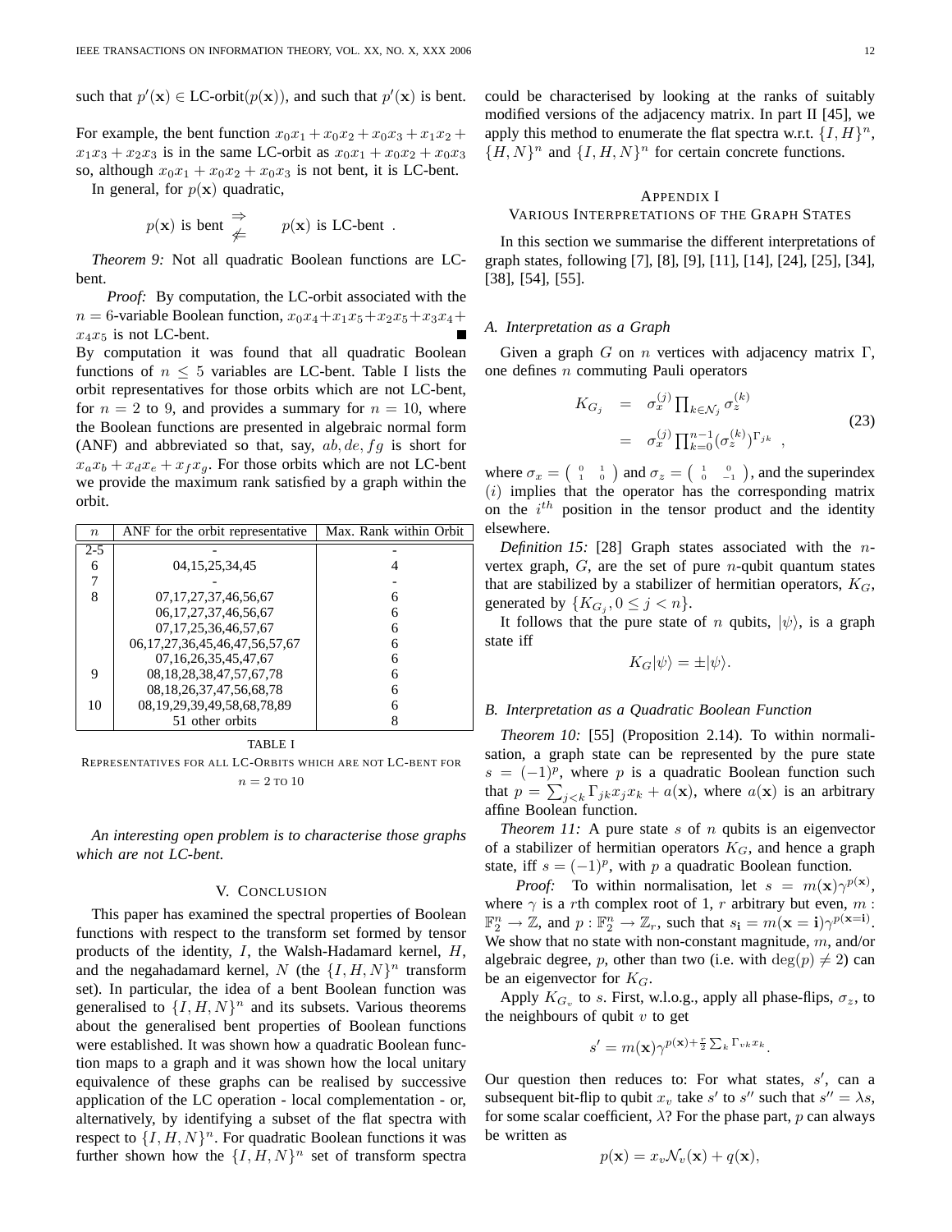such that $p'(\mathbf{x}) \in$ LC-orbit($p(\mathbf{x})$), and such that $p'(\mathbf{x})$ is bent.

For example, the bent function $x_0x_1 + x_0x_2 + x_0x_3 + x_1x_2 + x_1x_3 + x_2x_3$ is in the same LC-orbit as $x_0x_1 + x_0x_2 + x_0x_3$ so, although $x_0x_1 + x_0x_2 + x_0x_3$ is not bent, it is LC-bent.

In general, for $p(\mathbf{x})$ quadratic,

$$p(\mathbf{x}) \text{ is bent } \begin{array}{c} \Rightarrow \\ \not\Leftarrow \end{array} \quad p(\mathbf{x}) \text{ is LC-bent} \ .$$

*Theorem 9:* Not all quadratic Boolean functions are LC-bent.

*Proof:* By computation, the LC-orbit associated with the $n = 6$-variable Boolean function, $x_0x_4 + x_1x_5 + x_2x_5 + x_3x_4 + x_4x_5$ is not LC-bent. ∎

By computation it was found that all quadratic Boolean functions of $n \leq 5$ variables are LC-bent. Table I lists the orbit representatives for those orbits which are not LC-bent, for $n = 2$ to 9, and provides a summary for $n = 10$, where the Boolean functions are presented in algebraic normal form (ANF) and abbreviated so that, say, $ab, de, fg$ is short for $x_ax_b + x_dx_e + x_fx_g$. For those orbits which are not LC-bent we provide the maximum rank satisfied by a graph within the orbit.

| $n$ | ANF for the orbit representative | Max. Rank within Orbit |
|---|---|---|
| 2-5 | - | - |
| 6 | 04,15,25,34,45 | 4 |
| 7 | - | - |
| 8 | 07,17,27,37,46,56,67 | 6 |
| | 06,17,27,37,46,56,67 | 6 |
| | 07,17,25,36,46,57,67 | 6 |
| | 06,17,27,36,45,46,47,56,57,67 | 6 |
| | 07,16,26,35,45,47,67 | 6 |
| 9 | 08,18,28,38,47,57,67,78 | 6 |
| | 08,18,26,37,47,56,68,78 | 6 |
| 10 | 08,19,29,39,49,58,68,78,89 | 6 |
| | 51 other orbits | 8 |

TABLE I

REPRESENTATIVES FOR ALL LC-ORBITS WHICH ARE NOT LC-BENT FOR $n = 2$ TO 10

*An interesting open problem is to characterise those graphs which are not LC-bent.*

## V. Conclusion

This paper has examined the spectral properties of Boolean functions with respect to the transform set formed by tensor products of the identity, $I$, the Walsh-Hadamard kernel, $H$, and the negahadamard kernel, $N$ (the $\{I, H, N\}^n$ transform set). In particular, the idea of a bent Boolean function was generalised to $\{I, H, N\}^n$ and its subsets. Various theorems about the generalised bent properties of Boolean functions were established. It was shown how a quadratic Boolean function maps to a graph and it was shown how the local unitary equivalence of these graphs can be realised by successive application of the LC operation - local complementation - or, alternatively, by identifying a subset of the flat spectra with respect to $\{I, H, N\}^n$. For quadratic Boolean functions it was further shown how the $\{I, H, N\}^n$ set of transform spectra could be characterised by looking at the ranks of suitably modified versions of the adjacency matrix. In part II [45], we apply this method to enumerate the flat spectra w.r.t. $\{I, H\}^n$, $\{H, N\}^n$ and $\{I, H, N\}^n$ for certain concrete functions.

## Appendix I
## Various Interpretations of the Graph States

In this section we summarise the different interpretations of graph states, following [7], [8], [9], [11], [14], [24], [25], [34], [38], [54], [55].

### A. Interpretation as a Graph

Given a graph $G$ on $n$ vertices with adjacency matrix $\Gamma$, one defines $n$ commuting Pauli operators

$$\begin{aligned} K_{G_j} &= \sigma_x^{(j)} \prod_{k \in \mathcal{N}_j} \sigma_z^{(k)} \\ &= \sigma_x^{(j)} \prod_{k=0}^{n-1} (\sigma_z^{(k)})^{\Gamma_{jk}} \ , \end{aligned} \tag{23}$$

where $\sigma_x = \begin{pmatrix} 0 & 1 \\ 1 & 0 \end{pmatrix}$ and $\sigma_z = \begin{pmatrix} 1 & 0 \\ 0 & -1 \end{pmatrix}$, and the superindex $(i)$ implies that the operator has the corresponding matrix on the $i^{th}$ position in the tensor product and the identity elsewhere.

*Definition 15:* [28] Graph states associated with the $n$-vertex graph, $G$, are the set of pure $n$-qubit quantum states that are stabilized by a stabilizer of hermitian operators, $K_G$, generated by $\{K_{G_j}, 0 \leq j < n\}$.

It follows that the pure state of $n$ qubits, $|\psi\rangle$, is a graph state iff

$$K_G|\psi\rangle = \pm|\psi\rangle.$$

### B. Interpretation as a Quadratic Boolean Function

*Theorem 10:* [55] (Proposition 2.14). To within normalisation, a graph state can be represented by the pure state $s = (-1)^p$, where $p$ is a quadratic Boolean function such that $p = \sum_{j<k} \Gamma_{jk} x_j x_k + a(\mathbf{x})$, where $a(\mathbf{x})$ is an arbitrary affine Boolean function.

*Theorem 11:* A pure state $s$ of $n$ qubits is an eigenvector of a stabilizer of hermitian operators $K_G$, and hence a graph state, iff $s = (-1)^p$, with $p$ a quadratic Boolean function.

*Proof:* To within normalisation, let $s = m(\mathbf{x})\gamma^{p(\mathbf{x})}$, where $\gamma$ is a $r$th complex root of 1, $r$ arbitrary but even, $m : \mathbb{F}_2^n \rightarrow \mathbb{Z}$, and $p : \mathbb{F}_2^n \rightarrow \mathbb{Z}_r$, such that $s_{\mathbf{i}} = m(\mathbf{x} = \mathbf{i})\gamma^{p(\mathbf{x}=\mathbf{i})}$. We show that no state with non-constant magnitude, $m$, and/or algebraic degree, $p$, other than two (i.e. with $\deg(p) \neq 2$) can be an eigenvector for $K_G$.

Apply $K_{G_v}$ to $s$. First, w.l.o.g., apply all phase-flips, $\sigma_z$, to the neighbours of qubit $v$ to get

$$s' = m(\mathbf{x})\gamma^{p(\mathbf{x}) + \frac{r}{2}\sum_k \Gamma_{vk} x_k}.$$

Our question then reduces to: For what states, $s'$, can a subsequent bit-flip to qubit $x_v$ take $s'$ to $s''$ such that $s'' = \lambda s$, for some scalar coefficient, $\lambda$? For the phase part, $p$ can always be written as

$$p(\mathbf{x}) = x_v \mathcal{N}_v(\mathbf{x}) + q(\mathbf{x}),$$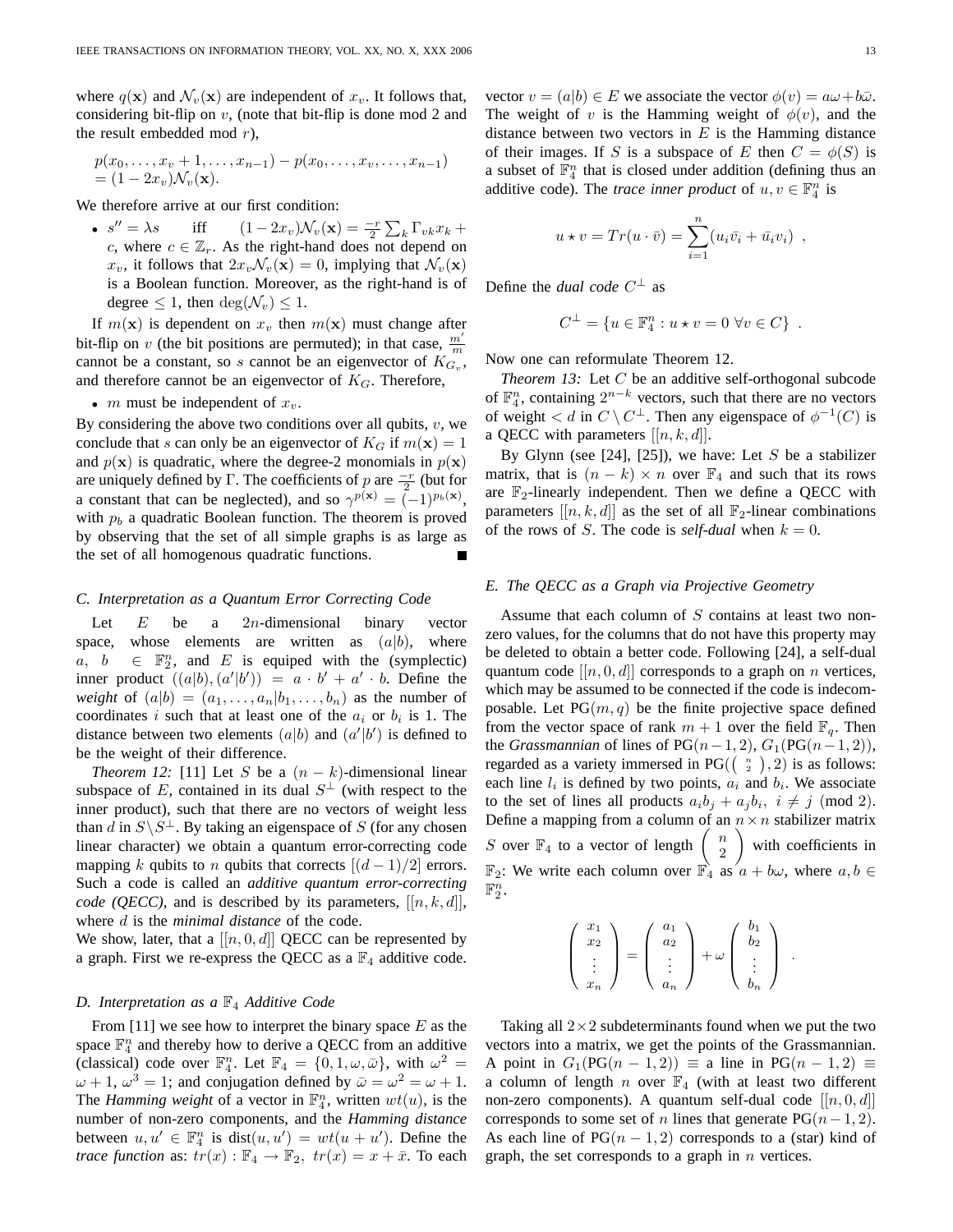where $q(\mathbf{x})$ and $\mathcal{N}_v(\mathbf{x})$ are independent of $x_v$. It follows that, considering bit-flip on $v$, (note that bit-flip is done mod 2 and the result embedded mod $r$),

$$p(x_0,\ldots,x_v+1,\ldots,x_{n-1}) - p(x_0,\ldots,x_v,\ldots,x_{n-1}) = (1-2x_v)\mathcal{N}_v(\mathbf{x}).$$

We therefore arrive at our first condition:

- $s'' = \lambda s$ iff $(1-2x_v)\mathcal{N}_v(\mathbf{x}) = \frac{-r}{2}\sum_k \Gamma_{vk}x_k + c$, where $c \in \mathbb{Z}_r$. As the right-hand does not depend on $x_v$, it follows that $2x_v\mathcal{N}_v(\mathbf{x}) = 0$, implying that $\mathcal{N}_v(\mathbf{x})$ is a Boolean function. Moreover, as the right-hand is of degree $\le 1$, then $\deg(\mathcal{N}_v) \le 1$.

If $m(\mathbf{x})$ is dependent on $x_v$ then $m(\mathbf{x})$ must change after bit-flip on $v$ (the bit positions are permuted); in that case, $\frac{m'}{m}$ cannot be a constant, so $s$ cannot be an eigenvector of $K_{G_v}$, and therefore cannot be an eigenvector of $K_G$. Therefore,

- $m$ must be independent of $x_v$.

By considering the above two conditions over all qubits, $v$, we conclude that $s$ can only be an eigenvector of $K_G$ if $m(\mathbf{x}) = 1$ and $p(\mathbf{x})$ is quadratic, where the degree-2 monomials in $p(\mathbf{x})$ are uniquely defined by $\Gamma$. The coefficients of $p$ are $\frac{-r}{2}$ (but for a constant that can be neglected), and so $\gamma^{p(\mathbf{x})} = (-1)^{p_b(\mathbf{x})}$, with $p_b$ a quadratic Boolean function. The theorem is proved by observing that the set of all simple graphs is as large as the set of all homogenous quadratic functions. ∎

### C. Interpretation as a Quantum Error Correcting Code

Let $E$ be a $2n$-dimensional binary vector space, whose elements are written as $(a|b)$, where $a,\ b \in \mathbb{F}_2^n$, and $E$ is equiped with the (symplectic) inner product $((a|b),(a'|b')) = a\cdot b' + a'\cdot b$. Define the *weight* of $(a|b) = (a_1,\ldots,a_n|b_1,\ldots,b_n)$ as the number of coordinates $i$ such that at least one of the $a_i$ or $b_i$ is 1. The distance between two elements $(a|b)$ and $(a'|b')$ is defined to be the weight of their difference.

*Theorem 12:* [11] Let $S$ be a $(n-k)$-dimensional linear subspace of $E$, contained in its dual $S^\perp$ (with respect to the inner product), such that there are no vectors of weight less than $d$ in $S\backslash S^\perp$. By taking an eigenspace of $S$ (for any chosen linear character) we obtain a quantum error-correcting code mapping $k$ qubits to $n$ qubits that corrects $[(d-1)/2]$ errors. Such a code is called an *additive quantum error-correcting code (QECC)*, and is described by its parameters, $[[n,k,d]]$, where $d$ is the *minimal distance* of the code.
We show, later, that a $[[n,0,d]]$ QECC can be represented by a graph. First we re-express the QECC as a $\mathbb{F}_4$ additive code.

### D. Interpretation as a $\mathbb{F}_4$ Additive Code

From [11] we see how to interpret the binary space $E$ as the space $\mathbb{F}_4^n$ and thereby how to derive a QECC from an additive (classical) code over $\mathbb{F}_4^n$. Let $\mathbb{F}_4 = \{0,1,\omega,\bar{\omega}\}$, with $\omega^2 = \omega+1$, $\omega^3 = 1$; and conjugation defined by $\bar{\omega} = \omega^2 = \omega+1$. The *Hamming weight* of a vector in $\mathbb{F}_4^n$, written $wt(u)$, is the number of non-zero components, and the *Hamming distance* between $u, u' \in \mathbb{F}_4^n$ is $\text{dist}(u,u') = wt(u+u')$. Define the *trace function* as: $tr(x): \mathbb{F}_4 \to \mathbb{F}_2,\ tr(x) = x + \bar{x}$. To each vector $v = (a|b) \in E$ we associate the vector $\phi(v) = a\omega + b\bar{\omega}$. The weight of $v$ is the Hamming weight of $\phi(v)$, and the distance between two vectors in $E$ is the Hamming distance of their images. If $S$ is a subspace of $E$ then $C = \phi(S)$ is a subset of $\mathbb{F}_4^n$ that is closed under addition (defining thus an additive code). The *trace inner product* of $u, v \in \mathbb{F}_4^n$ is

$$u \star v = Tr(u\cdot\bar{v}) = \sum_{i=1}^{n}(u_i\bar{v_i} + \bar{u}_i v_i)\ ,$$

Define the *dual code* $C^\perp$ as

$$C^\perp = \{u \in \mathbb{F}_4^n : u \star v = 0\ \forall v \in C\}\ .$$

Now one can reformulate Theorem 12.

*Theorem 13:* Let $C$ be an additive self-orthogonal subcode of $\mathbb{F}_4^n$, containing $2^{n-k}$ vectors, such that there are no vectors of weight $< d$ in $C\setminus C^\perp$. Then any eigenspace of $\phi^{-1}(C)$ is a QECC with parameters $[[n,k,d]]$.

By Glynn (see [24], [25]), we have: Let $S$ be a stabilizer matrix, that is $(n-k)\times n$ over $\mathbb{F}_4$ and such that its rows are $\mathbb{F}_2$-linearly independent. Then we define a QECC with parameters $[[n,k,d]]$ as the set of all $\mathbb{F}_2$-linear combinations of the rows of $S$. The code is *self-dual* when $k = 0$.

### E. The QECC as a Graph via Projective Geometry

Assume that each column of $S$ contains at least two non-zero values, for the columns that do not have this property may be deleted to obtain a better code. Following [24], a self-dual quantum code $[[n,0,d]]$ corresponds to a graph on $n$ vertices, which may be assumed to be connected if the code is indecomposable. Let $\text{PG}(m,q)$ be the finite projective space defined from the vector space of rank $m+1$ over the field $\mathbb{F}_q$. Then the *Grassmannian* of lines of $\text{PG}(n-1,2)$, $G_1(\text{PG}(n-1,2))$, regarded as a variety immersed in $\text{PG}(\binom{n}{2},2)$ is as follows: each line $l_i$ is defined by two points, $a_i$ and $b_i$. We associate to the set of lines all products $a_ib_j + a_jb_i,\ i \ne j \pmod 2$. Define a mapping from a column of an $n\times n$ stabilizer matrix $S$ over $\mathbb{F}_4$ to a vector of length $\binom{n}{2}$ with coefficients in $\mathbb{F}_2$: We write each column over $\mathbb{F}_4$ as $a + b\omega$, where $a, b \in \mathbb{F}_2^n$.

$$\begin{pmatrix} x_1 \\ x_2 \\ \vdots \\ x_n \end{pmatrix} = \begin{pmatrix} a_1 \\ a_2 \\ \vdots \\ a_n \end{pmatrix} + \omega \begin{pmatrix} b_1 \\ b_2 \\ \vdots \\ b_n \end{pmatrix}\ .$$

Taking all $2\times 2$ subdeterminants found when we put the two vectors into a matrix, we get the points of the Grassmannian. A point in $G_1(\text{PG}(n-1,2)) \equiv$ a line in $\text{PG}(n-1,2) \equiv$ a column of length $n$ over $\mathbb{F}_4$ (with at least two different non-zero components). A quantum self-dual code $[[n,0,d]]$ corresponds to some set of $n$ lines that generate $\text{PG}(n-1,2)$. As each line of $\text{PG}(n-1,2)$ corresponds to a (star) kind of graph, the set corresponds to a graph in $n$ vertices.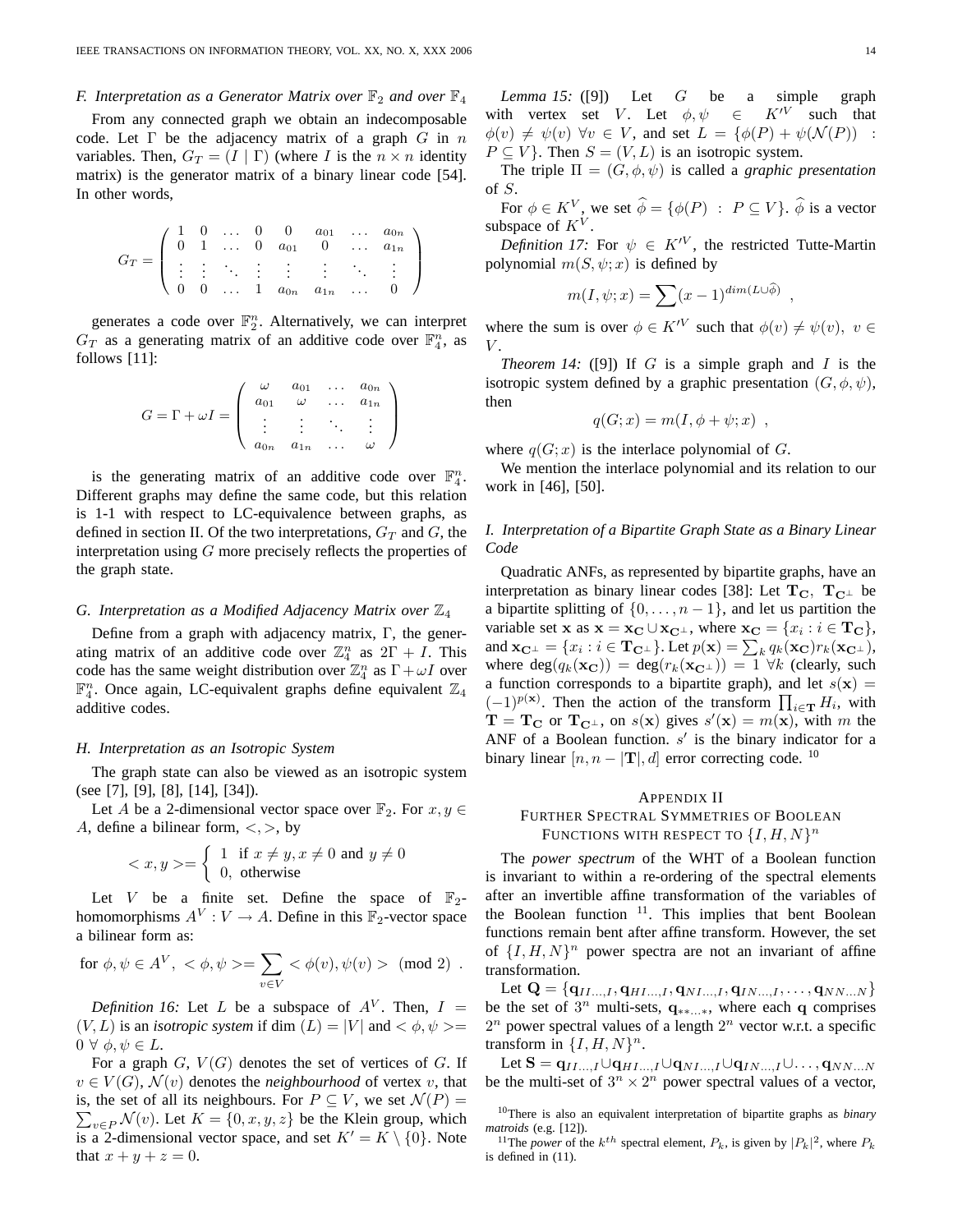### F. Interpretation as a Generator Matrix over $\mathbb{F}_2$ and over $\mathbb{F}_4$

From any connected graph we obtain an indecomposable code. Let $\Gamma$ be the adjacency matrix of a graph $G$ in $n$ variables. Then, $G_T = (I \mid \Gamma)$ (where $I$ is the $n \times n$ identity matrix) is the generator matrix of a binary linear code [54]. In other words,

$$G_T = \begin{pmatrix} 1 & 0 & \dots & 0 & 0 & a_{01} & \dots & a_{0n} \\ 0 & 1 & \dots & 0 & a_{01} & 0 & \dots & a_{1n} \\ \vdots & \vdots & \ddots & \vdots & \vdots & \vdots & \ddots & \vdots \\ 0 & 0 & \dots & 1 & a_{0n} & a_{1n} & \dots & 0 \end{pmatrix}$$

generates a code over $\mathbb{F}_2^n$. Alternatively, we can interpret $G_T$ as a generating matrix of an additive code over $\mathbb{F}_4^n$, as follows [11]:

$$G = \Gamma + \omega I = \begin{pmatrix} \omega & a_{01} & \dots & a_{0n} \\ a_{01} & \omega & \dots & a_{1n} \\ \vdots & \vdots & \ddots & \vdots \\ a_{0n} & a_{1n} & \dots & \omega \end{pmatrix}$$

is the generating matrix of an additive code over $\mathbb{F}_4^n$. Different graphs may define the same code, but this relation is 1-1 with respect to LC-equivalence between graphs, as defined in section II. Of the two interpretations, $G_T$ and $G$, the interpretation using $G$ more precisely reflects the properties of the graph state.

### G. Interpretation as a Modified Adjacency Matrix over $\mathbb{Z}_4$

Define from a graph with adjacency matrix, $\Gamma$, the generating matrix of an additive code over $\mathbb{Z}_4^n$ as $2\Gamma + I$. This code has the same weight distribution over $\mathbb{Z}_4^n$ as $\Gamma + \omega I$ over $\mathbb{F}_4^n$. Once again, LC-equivalent graphs define equivalent $\mathbb{Z}_4$ additive codes.

### H. Interpretation as an Isotropic System

The graph state can also be viewed as an isotropic system (see [7], [9], [8], [14], [34]).

Let $A$ be a 2-dimensional vector space over $\mathbb{F}_2$. For $x, y \in A$, define a bilinear form, $<,>$, by

$$< x, y > = \begin{cases} 1 & \text{if } x \neq y, x \neq 0 \text{ and } y \neq 0 \\ 0, & \text{otherwise} \end{cases}$$

Let $V$ be a finite set. Define the space of $\mathbb{F}_2$-homomorphisms $A^V : V \rightarrow A$. Define in this $\mathbb{F}_2$-vector space a bilinear form as:

$$\text{for } \phi, \psi \in A^V, \; < \phi, \psi > = \sum_{v \in V} < \phi(v), \psi(v) > \pmod 2 \; .$$

*Definition 16:* Let $L$ be a subspace of $A^V$. Then, $I = (V, L)$ is an *isotropic system* if $\dim(L) = |V|$ and $< \phi, \psi > = 0 \; \forall \; \phi, \psi \in L$.

For a graph $G$, $V(G)$ denotes the set of vertices of $G$. If $v \in V(G)$, $\mathcal{N}(v)$ denotes the *neighbourhood* of vertex $v$, that is, the set of all its neighbours. For $P \subseteq V$, we set $\mathcal{N}(P) = \sum_{v \in P} \mathcal{N}(v)$. Let $K = \{0, x, y, z\}$ be the Klein group, which is a 2-dimensional vector space, and set $K' = K \setminus \{0\}$. Note that $x + y + z = 0$.

*Lemma 15:* ([9]) Let $G$ be a simple graph with vertex set $V$. Let $\phi, \psi \in K'^V$ such that $\phi(v) \neq \psi(v) \; \forall v \in V$, and set $L = \{\phi(P) + \psi(\mathcal{N}(P)) \; : \; P \subseteq V\}$. Then $S = (V, L)$ is an isotropic system.

The triple $\Pi = (G, \phi, \psi)$ is called a *graphic presentation* of $S$.

For $\phi \in K^V$, we set $\widehat{\phi} = \{\phi(P) \; : \; P \subseteq V\}$. $\widehat{\phi}$ is a vector subspace of $K^V$.

*Definition 17:* For $\psi \in K'^V$, the restricted Tutte-Martin polynomial $m(S, \psi; x)$ is defined by

$$m(I, \psi; x) = \sum (x-1)^{dim(L \cup \widehat{\phi})} \; ,$$

where the sum is over $\phi \in K'^V$ such that $\phi(v) \neq \psi(v), \; v \in V$.

*Theorem 14:* ([9]) If $G$ is a simple graph and $I$ is the isotropic system defined by a graphic presentation $(G, \phi, \psi)$, then

$$q(G; x) = m(I, \phi + \psi; x) \; ,$$

where $q(G; x)$ is the interlace polynomial of $G$.

We mention the interlace polynomial and its relation to our work in [46], [50].

### I. Interpretation of a Bipartite Graph State as a Binary Linear Code

Quadratic ANFs, as represented by bipartite graphs, have an interpretation as binary linear codes [38]: Let $\mathbf{T_C}$, $\mathbf{T_{C^\perp}}$ be a bipartite splitting of $\{0, \dots, n-1\}$, and let us partition the variable set $\mathbf{x}$ as $\mathbf{x} = \mathbf{x_C} \cup \mathbf{x_{C^\perp}}$, where $\mathbf{x_C} = \{x_i : i \in \mathbf{T_C}\}$, and $\mathbf{x_{C^\perp}} = \{x_i : i \in \mathbf{T_{C^\perp}}\}$. Let $p(\mathbf{x}) = \sum_k q_k(\mathbf{x_C}) r_k(\mathbf{x_{C^\perp}})$, where $\deg(q_k(\mathbf{x_C})) = \deg(r_k(\mathbf{x_{C^\perp}})) = 1 \; \forall k$ (clearly, such a function corresponds to a bipartite graph), and let $s(\mathbf{x}) = (-1)^{p(\mathbf{x})}$. Then the action of the transform $\prod_{i \in \mathbf{T}} H_i$, with $\mathbf{T} = \mathbf{T_C}$ or $\mathbf{T_{C^\perp}}$, on $s(\mathbf{x})$ gives $s'(\mathbf{x}) = m(\mathbf{x})$, with $m$ the ANF of a Boolean function. $s'$ is the binary indicator for a binary linear $[n, n - |\mathbf{T}|, d]$ error correcting code. [10]

## Appendix II
## Further Spectral Symmetries of Boolean Functions with respect to $\{I, H, N\}^n$

The *power spectrum* of the WHT of a Boolean function is invariant to within a re-ordering of the spectral elements after an invertible affine transformation of the variables of the Boolean function [11]. This implies that bent Boolean functions remain bent after affine transform. However, the set of $\{I, H, N\}^n$ power spectra are not an invariant of affine transformation.

Let $\mathbf{Q} = \{\mathbf{q}_{II\dots,I}, \mathbf{q}_{HI\dots,I}, \mathbf{q}_{NI\dots,I}, \mathbf{q}_{IN\dots,I}, \dots, \mathbf{q}_{NN\dots N}\}$ be the set of $3^n$ multi-sets, $\mathbf{q}_{**\dots*}$, where each $\mathbf{q}$ comprises $2^n$ power spectral values of a length $2^n$ vector w.r.t. a specific transform in $\{I, H, N\}^n$.

Let $\mathbf{S} = \mathbf{q}_{II\dots,I} \cup \mathbf{q}_{HI\dots,I} \cup \mathbf{q}_{NI\dots,I} \cup \mathbf{q}_{IN\dots,I} \cup \dots \cup \mathbf{q}_{NN\dots N}$ be the multi-set of $3^n \times 2^n$ power spectral values of a vector,

[10] There is also an equivalent interpretation of bipartite graphs as *binary matroids* (e.g. [12]).

[11] The *power* of the $k^{th}$ spectral element, $P_k$, is given by $|P_k|^2$, where $P_k$ is defined in (11).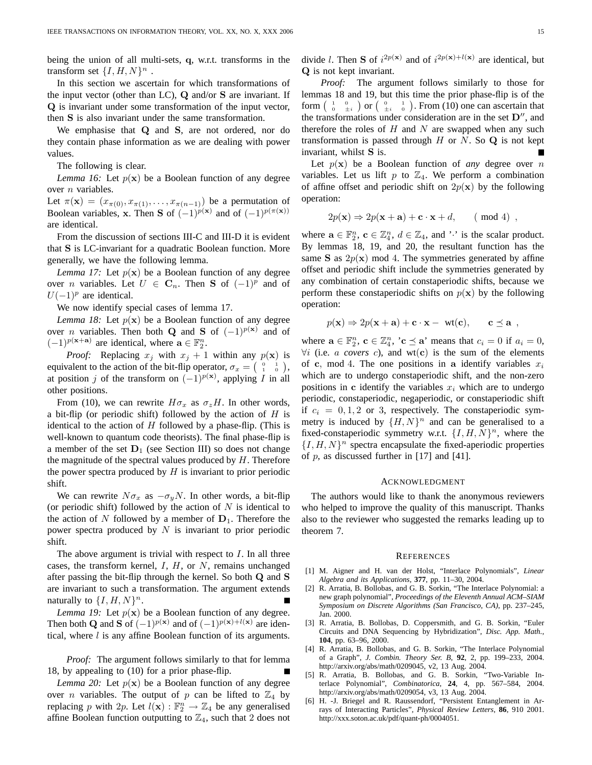being the union of all multi-sets, $\mathbf{q}$, w.r.t. transforms in the transform set $\{I, H, N\}^n$ .

In this section we ascertain for which transformations of the input vector (other than LC), $\mathbf{Q}$ and/or $\mathbf{S}$ are invariant. If $\mathbf{Q}$ is invariant under some transformation of the input vector, then $\mathbf{S}$ is also invariant under the same transformation.

We emphasise that $\mathbf{Q}$ and $\mathbf{S}$, are not ordered, nor do they contain phase information as we are dealing with power values.

The following is clear.

*Lemma 16:* Let $p(\mathbf{x})$ be a Boolean function of any degree over $n$ variables.
Let $\pi(\mathbf{x}) = (x_{\pi(0)}, x_{\pi(1)}, \ldots, x_{\pi(n-1)})$ be a permutation of Boolean variables, $\mathbf{x}$. Then $\mathbf{S}$ of $(-1)^{p(\mathbf{x})}$ and of $(-1)^{p(\pi(\mathbf{x}))}$ are identical.

From the discussion of sections III-C and III-D it is evident that $\mathbf{S}$ is LC-invariant for a quadratic Boolean function. More generally, we have the following lemma.

*Lemma 17:* Let $p(\mathbf{x})$ be a Boolean function of any degree over $n$ variables. Let $U \in \mathbf{C}_n$. Then $\mathbf{S}$ of $(-1)^p$ and of $U(-1)^p$ are identical.

We now identify special cases of lemma 17.

*Lemma 18:* Let $p(\mathbf{x})$ be a Boolean function of any degree over $n$ variables. Then both $\mathbf{Q}$ and $\mathbf{S}$ of $(-1)^{p(\mathbf{x})}$ and of $(-1)^{p(\mathbf{x}+\mathbf{a})}$ are identical, where $\mathbf{a} \in \mathbb{F}_2^n$.

*Proof:* Replacing $x_j$ with $x_j + 1$ within any $p(\mathbf{x})$ is equivalent to the action of the bit-flip operator, $\sigma_x = \left(\begin{smallmatrix} 0 & 1 \\ 1 & 0 \end{smallmatrix}\right)$, at position $j$ of the transform on $(-1)^{p(\mathbf{x})}$, applying $I$ in all other positions.

From (10), we can rewrite $H\sigma_x$ as $\sigma_z H$. In other words, a bit-flip (or periodic shift) followed by the action of $H$ is identical to the action of $H$ followed by a phase-flip. (This is well-known to quantum code theorists). The final phase-flip is a member of the set $\mathbf{D}_1$ (see Section III) so does not change the magnitude of the spectral values produced by $H$. Therefore the power spectra produced by $H$ is invariant to prior periodic shift.

We can rewrite $N\sigma_x$ as $-\sigma_y N$. In other words, a bit-flip (or periodic shift) followed by the action of $N$ is identical to the action of $N$ followed by a member of $\mathbf{D}_1$. Therefore the power spectra produced by $N$ is invariant to prior periodic shift.

The above argument is trivial with respect to $I$. In all three cases, the transform kernel, $I$, $H$, or $N$, remains unchanged after passing the bit-flip through the kernel. So both $\mathbf{Q}$ and $\mathbf{S}$ are invariant to such a transformation. The argument extends naturally to $\{I, H, N\}^n$. ∎

*Lemma 19:* Let $p(\mathbf{x})$ be a Boolean function of any degree. Then both $\mathbf{Q}$ and $\mathbf{S}$ of $(-1)^{p(\mathbf{x})}$ and of $(-1)^{p(\mathbf{x})+l(\mathbf{x})}$ are identical, where $l$ is any affine Boolean function of its arguments.

*Proof:* The argument follows similarly to that for lemma 18, by appealing to (10) for a prior phase-flip. ∎

*Lemma 20:* Let $p(\mathbf{x})$ be a Boolean function of any degree over $n$ variables. The output of $p$ can be lifted to $\mathbb{Z}_4$ by replacing $p$ with $2p$. Let $l(\mathbf{x}) : \mathbb{F}_2^n \rightarrow \mathbb{Z}_4$ be any generalised affine Boolean function outputting to $\mathbb{Z}_4$, such that 2 does not divide $l$. Then $\mathbf{S}$ of $i^{2p(\mathbf{x})}$ and of $i^{2p(\mathbf{x})+l(\mathbf{x})}$ are identical, but $\mathbf{Q}$ is not kept invariant.

*Proof:* The argument follows similarly to those for lemmas 18 and 19, but this time the prior phase-flip is of the form $\left(\begin{smallmatrix} 1 & 0 \\ 0 & \pm i \end{smallmatrix}\right)$ or $\left(\begin{smallmatrix} 0 & 1 \\ \pm i & 0 \end{smallmatrix}\right)$. From (10) one can ascertain that the transformations under consideration are in the set $\mathbf{D}''$, and therefore the roles of $H$ and $N$ are swapped when any such transformation is passed through $H$ or $N$. So $\mathbf{Q}$ is not kept invariant, whilst $\mathbf{S}$ is. ∎

Let $p(\mathbf{x})$ be a Boolean function of *any* degree over $n$ variables. Let us lift $p$ to $\mathbb{Z}_4$. We perform a combination of affine offset and periodic shift on $2p(\mathbf{x})$ by the following operation:

$$2p(\mathbf{x}) \Rightarrow 2p(\mathbf{x} + \mathbf{a}) + \mathbf{c} \cdot \mathbf{x} + d, \qquad (\bmod 4) \ ,$$

where $\mathbf{a} \in \mathbb{F}_2^n$, $\mathbf{c} \in \mathbb{Z}_4^n$, $d \in \mathbb{Z}_4$, and '$\cdot$' is the scalar product. By lemmas 18, 19, and 20, the resultant function has the same $\mathbf{S}$ as $2p(\mathbf{x})$ mod 4. The symmetries generated by affine offset and periodic shift include the symmetries generated by any combination of certain constaperiodic shifts, because we perform these constaperiodic shifts on $p(\mathbf{x})$ by the following operation:

$$p(\mathbf{x}) \Rightarrow 2p(\mathbf{x} + \mathbf{a}) + \mathbf{c} \cdot \mathbf{x} - \mathrm{wt}(\mathbf{c}), \qquad \mathbf{c} \preceq \mathbf{a} \ ,$$

where $\mathbf{a} \in \mathbb{F}_2^n$, $\mathbf{c} \in \mathbb{Z}_4^n$, '$\mathbf{c} \preceq \mathbf{a}$' means that $c_i = 0$ if $a_i = 0$, $\forall i$ (i.e. $a$ *covers* $c$), and $\mathrm{wt}(\mathbf{c})$ is the sum of the elements of $\mathbf{c}$, mod 4. The one positions in $\mathbf{a}$ identify variables $x_i$ which are to undergo constaperiodic shift, and the non-zero positions in $\mathbf{c}$ identify the variables $x_i$ which are to undergo periodic, constaperiodic, negaperiodic, or constaperiodic shift if $c_i = 0, 1, 2$ or $3$, respectively. The constaperiodic symmetry is induced by $\{H, N\}^n$ and can be generalised to a fixed-constaperiodic symmetry w.r.t. $\{I, H, N\}^n$, where the $\{I, H, N\}^n$ spectra encapsulate the fixed-aperiodic properties of $p$, as discussed further in [17] and [41].

## Acknowledgment

The authors would like to thank the anonymous reviewers who helped to improve the quality of this manuscript. Thanks also to the reviewer who suggested the remarks leading up to theorem 7.

## References

[1] M. Aigner and H. van der Holst, "Interlace Polynomials", *Linear Algebra and its Applications*, **377**, pp. 11–30, 2004.

[2] R. Arratia, B. Bollobas, and G. B. Sorkin, "The Interlace Polynomial: a new graph polynomial", *Proceedings of the Eleventh Annual ACM–SIAM Symposium on Discrete Algorithms (San Francisco, CA)*, pp. 237–245, Jan. 2000.

[3] R. Arratia, B. Bollobas, D. Coppersmith, and G. B. Sorkin, "Euler Circuits and DNA Sequencing by Hybridization", *Disc. App. Math.*, **104**, pp. 63–96, 2000.

[4] R. Arratia, B. Bollobas, and G. B. Sorkin, "The Interlace Polynomial of a Graph", *J. Combin. Theory Ser. B*, **92**, 2, pp. 199–233, 2004. http://arxiv.org/abs/math/0209045, v2, 13 Aug. 2004.

[5] R. Arratia, B. Bollobas, and G. B. Sorkin, "Two-Variable Interlace Polynomial", *Combinatorica*, **24**, 4, pp. 567–584, 2004. http://arxiv.org/abs/math/0209054, v3, 13 Aug. 2004.

[6] H. -J. Briegel and R. Raussendorf, "Persistent Entanglement in Arrays of Interacting Particles", *Physical Review Letters*, **86**, 910 2001. http://xxx.soton.ac.uk/pdf/quant-ph/0004051.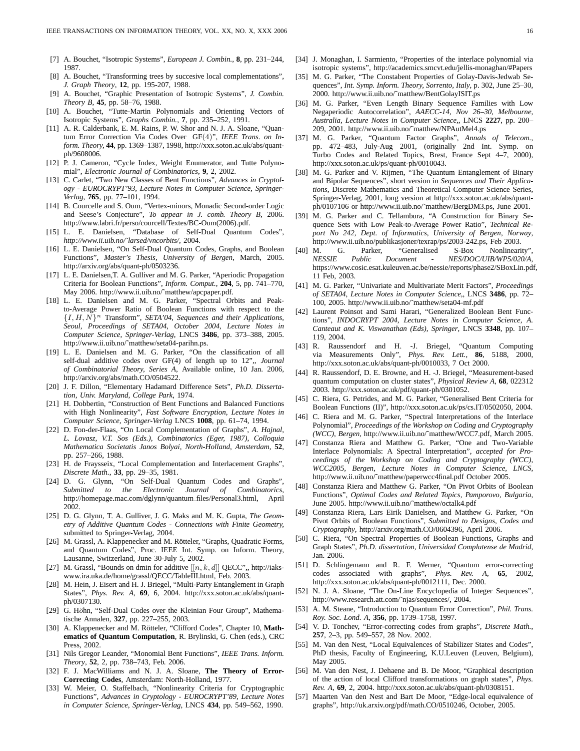[7] A. Bouchet, "Isotropic Systems", *European J. Combin.*, **8**, pp. 231–244, 1987.

[8] A. Bouchet, "Transforming trees by succesive local complementations", *J. Graph Theory*, **12**, pp. 195-207, 1988.

[9] A. Bouchet, "Graphic Presentation of Isotropic Systems", *J. Combin. Theory B*, **45**, pp. 58–76, 1988.

[10] A. Bouchet, "Tutte-Martin Polynomials and Orienting Vectors of Isotropic Systems", *Graphs Combin.*, **7**, pp. 235–252, 1991.

[11] A. R. Calderbank, E. M. Rains, P. W. Shor and N. J. A. Sloane, "Quantum Error Correction Via Codes Over GF$(4)$", *IEEE Trans. on Inform. Theory*, **44**, pp. 1369–1387, 1998, http://xxx.soton.ac.uk/abs/quant-ph/9608006.

[12] P. J. Cameron, "Cycle Index, Weight Enumerator, and Tutte Polynomial", *Electronic Journal of Combinatorics*, **9**, 2, 2002.

[13] C. Carlet, "Two New Classes of Bent Functions", *Advances in Cryptology - EUROCRYPT'93, Lecture Notes in Computer Science, Springer-Verlag*, **765**, pp. 77–101, 1994.

[14] B. Courcelle and S. Oum, "Vertex-minors, Monadic Second-order Logic and Seese's Conjecture", *To appear in J. comb. Theory B*, 2006. http://www.labri.fr/perso/courcell/Textes/BC-Oum(2006).pdf.

[15] L. E. Danielsen, "Database of Self-Dual Quantum Codes", *http://www.ii.uib.no/~larsed/vncorbits/*, 2004.

[16] L. E. Danielsen, "On Self-Dual Quantum Codes, Graphs, and Boolean Functions", *Master's Thesis, University of Bergen*, March, 2005. http://arxiv.org/abs/quant-ph/0503236.

[17] L. E. Danielsen,T. A. Gulliver and M. G. Parker, "Aperiodic Propagation Criteria for Boolean Functions", *Inform. Comput.*, **204**, 5, pp. 741–770, May 2006. http://www.ii.uib.no/~matthew/apcpaper.pdf.

[18] L. E. Danielsen and M. G. Parker, "Spectral Orbits and Peak-to-Average Power Ratio of Boolean Functions with respect to the $\{I, H, N\}^n$ Transform", *SETA'04, Sequences and their Applications, Seoul, Proceedings of SETA04, October 2004, Lecture Notes in Computer Science, Springer-Verlag*, LNCS **3486**, pp. 373–388, 2005. http://www.ii.uib.no/~matthew/seta04-parihn.ps.

[19] L. E. Danielsen and M. G. Parker, "On the classification of all self-dual additive codes over GF(4) of length up to 12",, *Journal of Combinatorial Theory, Series A*, Available online, 10 Jan. 2006, http://arxiv.org/abs/math.CO/0504522.

[20] J. F. Dillon, "Elementary Hadamard Difference Sets", *Ph.D. Dissertation, Univ. Maryland, College Park*, 1974.

[21] H. Dobbertin, "Construction of Bent Functions and Balanced Functions with High Nonlinearity", *Fast Software Encryption, Lecture Notes in Computer Science, Springer-Verlag* LNCS **1008**, pp. 61–74, 1994.

[22] D. Fon-der-Flaas, "On Local Complementation of Graphs", *A. Hajnal, L. Lovasz, V.T. Sos (Eds.), Combinatorics (Eger, 1987), Colloquia Mathematica Societatis Janos Bolyai, North-Holland, Amsterdam*, **52**, pp. 257–266, 1988.

[23] H. de Fraysseix, "Local Complementation and Interlacement Graphs", *Discrete Math.*, **33**, pp. 29–35, 1981.

[24] D. G. Glynn, "On Self-Dual Quantum Codes and Graphs", *Submitted to the Electronic Journal of Combinatorics*, http://homepage.mac.com/dglynn/quantum_files/Personal3.html, April 2002.

[25] D. G. Glynn, T. A. Gulliver, J. G. Maks and M. K. Gupta, *The Geometry of Additive Quantum Codes - Connections with Finite Geometry*, submitted to Springer-Verlag, 2004.

[26] M. Grassl, A. Klappenecker and M. Rötteler, "Graphs, Quadratic Forms, and Quantum Codes", Proc. IEEE Int. Symp. on Inform. Theory, Lausanne, Switzerland, June 30-July 5, 2002.

[27] M. Grassl, "Bounds on dmin for additive $[[n, k, d]]$ QECC",, http://iaks-www.ira.uka.de/home/grassl/QECC/TableIII.html, Feb. 2003.

[28] M. Hein, J. Eisert and H. J. Briegel, "Multi-Party Entanglement in Graph States", *Phys. Rev. A*, **69**, 6, 2004. http://xxx.soton.ac.uk/abs/quant-ph/0307130.

[29] G. Höhn, "Self-Dual Codes over the Kleinian Four Group", Mathematische Annalen, **327**, pp. 227–255, 2003.

[30] A. Klappenecker and M. Rötteler, "Clifford Codes", Chapter 10, **Mathematics of Quantum Computation**, R. Brylinski, G. Chen (eds.), CRC Press, 2002.

[31] Nils Gregor Leander, "Monomial Bent Functions", *IEEE Trans. Inform. Theory*, **52**, 2, pp. 738–743, Feb. 2006.

[32] F. J. MacWilliams and N. J. A. Sloane, **The Theory of Error-Correcting Codes**, Amsterdam: North-Holland, 1977.

[33] W. Meier, O. Staffelbach, "Nonlinearity Criteria for Cryptographic Functions", *Advances in Cryptology - EUROCRYPT'89, Lecture Notes in Computer Science, Springer-Verlag*, LNCS **434**, pp. 549–562, 1990.

[34] J. Monaghan, I. Sarmiento, "Properties of the interlace polynomial via isotropic systems", http://academics.smcvt.edu/jellis-monaghan/#Papers

[35] M. G. Parker, "The Constabent Properties of Golay-Davis-Jedwab Sequences", *Int. Symp. Inform. Theory, Sorrento, Italy*, p. 302, June 25–30, 2000. http://www.ii.uib.no/~matthew/BentGolayISIT.ps

[36] M. G. Parker, "Even Length Binary Sequence Families with Low Negaperiodic Autocorrelation", *AAECC-14, Nov 26–30, Melbourne, Australia, Lecture Notes in Computer Science,*, LNCS **2227**, pp. 200–209, 2001. http://www.ii.uib.no/~matthew/NPAutMel4.ps

[37] M. G. Parker, "Quantum Factor Graphs", *Annals of Telecom.*, pp. 472–483, July-Aug 2001, (originally 2nd Int. Symp. on Turbo Codes and Related Topics, Brest, France Sept 4–7, 2000), http://xxx.soton.ac.uk/ps/quant-ph/0010043.

[38] M. G. Parker and V. Rijmen, "The Quantum Entanglement of Binary and Bipolar Sequences", short version in *Sequences and Their Applications*, Discrete Mathematics and Theoretical Computer Science Series, Springer-Verlag, 2001, long version at http://xxx.soton.ac.uk/abs/quant-ph/0107106 or http://www.ii.uib.no/~matthew/BergDM3.ps, June 2001.

[39] M. G. Parker and C. Tellambura, "A Construction for Binary Sequence Sets with Low Peak-to-Average Power Ratio", *Technical Report No 242, Dept. of Informatics, University of Bergen, Norway*, http://www.ii.uib.no/publikasjoner/texrap/ps/2003-242.ps, Feb 2003.

[40] M. G. Parker, "Generalised S-Box Nonlinearity", *NESSIE Public Document - NES/DOC/UIB/WP5/020/A*, https://www.cosic.esat.kuleuven.ac.be/nessie/reports/phase2/SBoxLin.pdf, 11 Feb, 2003.

[41] M. G. Parker, "Univariate and Multivariate Merit Factors", *Proceedings of SETA04, Lecture Notes in Computer Science,*, LNCS **3486**, pp. 72–100, 2005. http://www.ii.uib.no/~matthew/seta04-mf.pdf

[42] Laurent Poinsot and Sami Harari, "Generalized Boolean Bent Functions", *INDOCRYPT 2004, Lecture Notes in Computer Science, A. Canteaut and K. Viswanathan (Eds), Springer*, LNCS **3348**, pp. 107–119, 2004.

[43] R. Raussendorf and H. -J. Briegel, "Quantum Computing via Measurements Only", *Phys. Rev. Lett.*, **86**, 5188, 2000, http://xxx.soton.ac.uk/abs/quant-ph/0010033, 7 Oct 2000.

[44] R. Raussendorf, D. E. Browne, and H. -J. Briegel, "Measurement-based quantum computation on cluster states", *Physical Review A*, **68**, 022312 2003. http://xxx.soton.ac.uk/pdf/quant-ph/0301052.

[45] C. Riera, G. Petrides, and M. G. Parker, "Generalised Bent Criteria for Boolean Functions (II)", http://xxx.soton.ac.uk/ps/cs.IT/0502050, 2004.

[46] C. Riera and M. G. Parker, "Spectral Interpretations of the Interlace Polynomial", *Proceedings of the Workshop on Coding and Cryptography (WCC), Bergen*, http://www.ii.uib.no/~matthew/WCC7.pdf, March 2005.

[47] Constanza Riera and Matthew G. Parker, "One and Two-Variable Interlace Polynomials: A Spectral Interpretation", *accepted for Proceedings of the Workshop on Coding and Cryptography (WCC), WCC2005, Bergen, Lecture Notes in Computer Science, LNCS*, http://www.ii.uib.no/~matthew/paperwcc4final.pdf October 2005.

[48] Constanza Riera and Matthew G. Parker, "On Pivot Orbits of Boolean Functions", *Optimal Codes and Related Topics, Pamporovo, Bulgaria*, June 2005. http://www.ii.uib.no/~matthew/octalk4.pdf

[49] Constanza Riera, Lars Eirik Danielsen, and Matthew G. Parker, "On Pivot Orbits of Boolean Functions", *Submitted to Designs, Codes and Cryptography*, http://arxiv.org/abs/math.CO/0604396, April 2006.

[50] C. Riera, "On Spectral Properties of Boolean Functions, Graphs and Graph States", *Ph.D. dissertation, Universidad Complutense de Madrid*, Jan. 2006.

[51] D. Schlingemann and R. F. Werner, "Quantum error-correcting codes associated with graphs", *Phys. Rev. A*, **65**, 2002, http://xxx.soton.ac.uk/abs/quant-ph/0012111, Dec. 2000.

[52] N. J. A. Sloane, "The On-Line Encyclopedia of Integer Sequences", http://www.research.att.com/~njas/sequences/, 2004.

[53] A. M. Steane, "Introduction to Quantum Error Correction", *Phil. Trans. Roy. Soc. Lond. A*, **356**, pp. 1739–1758, 1997.

[54] V. D. Tonchev, "Error-correcting codes from graphs", *Discrete Math.*, **257**, 2–3, pp. 549–557, 28 Nov. 2002.

[55] M. Van den Nest, "Local Equivalences of Stabilizer States and Codes", PhD thesis, Faculty of Engineering, K.U.Leuven (Leuven, Belgium), May 2005.

[56] M. Van den Nest, J. Dehaene and B. De Moor, "Graphical description of the action of local Clifford transformations on graph states", *Phys. Rev. A*, **69**, 2, 2004. http://xxx.soton.ac.uk/abs/quant-ph/0308151.

[57] Maarten Van den Nest and Bart De Moor, "Edge-local equivalence of graphs", http://uk.arxiv.org/pdf/math.CO/0510246, October, 2005.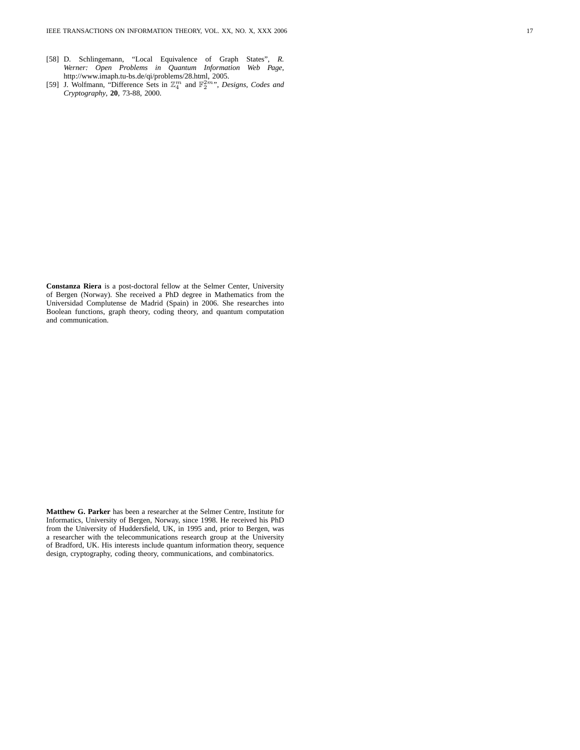[58] D. Schlingemann, "Local Equivalence of Graph States", *R. Werner: Open Problems in Quantum Information Web Page*, http://www.imaph.tu-bs.de/qi/problems/28.html, 2005.

[59] J. Wolfmann, "Difference Sets in $\mathbb{Z}_4^m$ and $\mathbb{F}_2^{2m}$", *Designs, Codes and Cryptography*, **20**, 73-88, 2000.

**Constanza Riera** is a post-doctoral fellow at the Selmer Center, University of Bergen (Norway). She received a PhD degree in Mathematics from the Universidad Complutense de Madrid (Spain) in 2006. She researches into Boolean functions, graph theory, coding theory, and quantum computation and communication.

**Matthew G. Parker** has been a researcher at the Selmer Centre, Institute for Informatics, University of Bergen, Norway, since 1998. He received his PhD from the University of Huddersfield, UK, in 1995 and, prior to Bergen, was a researcher with the telecommunications research group at the University of Bradford, UK. His interests include quantum information theory, sequence design, cryptography, coding theory, communications, and combinatorics.